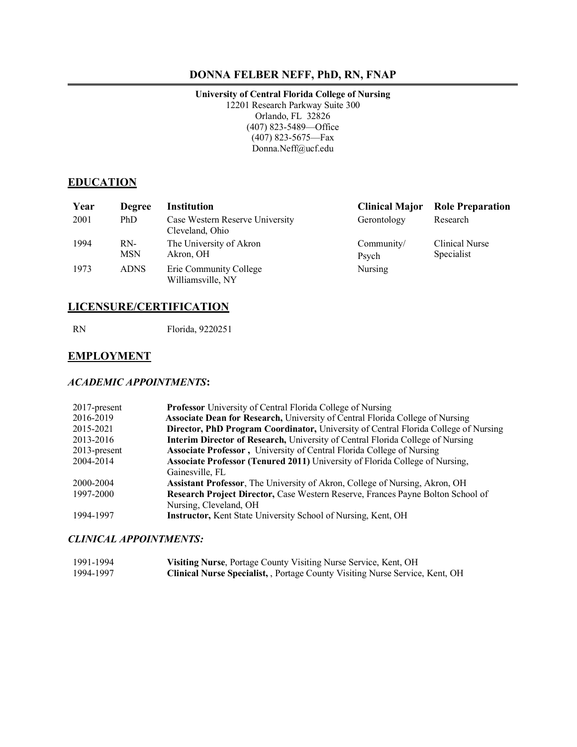# DONNA FELBER NEFF, PhD, RN, FNAP

**University of Central Florida College of Nursing**
12201 Research Parkway Suite 300
Orlando, FL 32826
(407) 823-5489—Office
(407) 823-5675—Fax
Donna.Neff@ucf.edu

## EDUCATION

| Year | Degree | Institution | Clinical Major | Role Preparation |
|---|---|---|---|---|
| 2001 | PhD | Case Western Reserve University Cleveland, Ohio | Gerontology | Research |
| 1994 | RN-MSN | The University of Akron Akron, OH | Community/ Psych | Clinical Nurse Specialist |
| 1973 | ADNS | Erie Community College Williamsville, NY | Nursing | |

## LICENSURE/CERTIFICATION

| | |
|---|---|
| RN | Florida, 9220251 |

## EMPLOYMENT

### *ACADEMIC APPOINTMENTS*:

| | |
|---|---|
| 2017-present | **Professor** University of Central Florida College of Nursing |
| 2016-2019 | **Associate Dean for Research,** University of Central Florida College of Nursing |
| 2015-2021 | **Director, PhD Program Coordinator,** University of Central Florida College of Nursing |
| 2013-2016 | **Interim Director of Research,** University of Central Florida College of Nursing |
| 2013-present | **Associate Professor ,** University of Central Florida College of Nursing |
| 2004-2014 | **Associate Professor (Tenured 2011)** University of Florida College of Nursing, Gainesville, FL |
| 2000-2004 | **Assistant Professor**, The University of Akron, College of Nursing, Akron, OH |
| 1997-2000 | **Research Project Director,** Case Western Reserve, Frances Payne Bolton School of Nursing, Cleveland, OH |
| 1994-1997 | **Instructor,** Kent State University School of Nursing, Kent, OH |

### *CLINICAL APPOINTMENTS:*

| | |
|---|---|
| 1991-1994 | **Visiting Nurse**, Portage County Visiting Nurse Service, Kent, OH |
| 1994-1997 | **Clinical Nurse Specialist,** , Portage County Visiting Nurse Service, Kent, OH |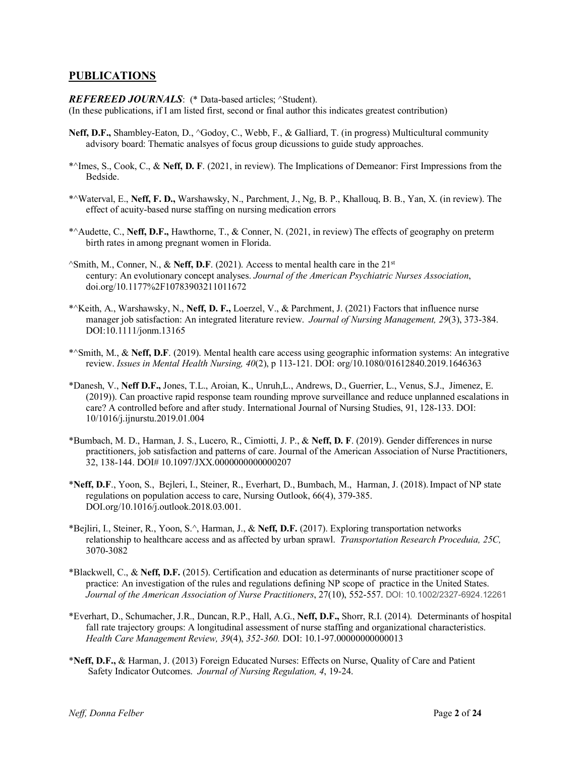## PUBLICATIONS

***REFEREED JOURNALS***: (* Data-based articles; ^Student).
(In these publications, if I am listed first, second or final author this indicates greatest contribution)

**Neff, D.F.,** Shambley-Eaton, D., ^Godoy, C., Webb, F., & Galliard, T. (in progress) Multicultural community advisory board: Thematic analsyes of focus group dicussions to guide study approaches.

*^Imes, S., Cook, C., & **Neff, D. F**. (2021, in review). The Implications of Demeanor: First Impressions from the Bedside.

*^Waterval, E., **Neff, F. D.,** Warshawsky, N., Parchment, J., Ng, B. P., Khallouq, B. B., Yan, X. (in review). The effect of acuity-based nurse staffing on nursing medication errors

*^Audette, C., **Neff, D.F.,** Hawthorne, T., & Conner, N. (2021, in review) The effects of geography on preterm birth rates in among pregnant women in Florida.

^Smith, M., Conner, N., & **Neff, D.F**. (2021). Access to mental health care in the 21st century: An evolutionary concept analyses. *Journal of the American Psychiatric Nurses Association*, doi.org/10.1177%2F10783903211011672

*^Keith, A., Warshawsky, N., **Neff, D. F.,** Loerzel, V., & Parchment, J. (2021) Factors that influence nurse manager job satisfaction: An integrated literature review. *Journal of Nursing Management, 29*(3), 373-384. DOI:10.1111/jonm.13165

*^Smith, M., & **Neff, D.F**. (2019). Mental health care access using geographic information systems: An integrative review. *Issues in Mental Health Nursing, 40*(2), p 113-121. DOI: org/10.1080/01612840.2019.1646363

*Danesh, V., **Neff D.F.,** Jones, T.L., Aroian, K., Unruh,L., Andrews, D., Guerrier, L., Venus, S.J., Jimenez, E. (2019)). Can proactive rapid response team rounding mprove surveillance and reduce unplanned escalations in care? A controlled before and after study. International Journal of Nursing Studies, 91, 128-133. DOI: 10/1016/j.ijnurstu.2019.01.004

*Bumbach, M. D., Harman, J. S., Lucero, R., Cimiotti, J. P., & **Neff, D. F**. (2019). Gender differences in nurse practitioners, job satisfaction and patterns of care. Journal of the American Association of Nurse Practitioners, 32, 138-144. DOI# 10.1097/JXX.0000000000000207

***Neff, D.F**., Yoon, S., Bejleri, I., Steiner, R., Everhart, D., Bumbach, M., Harman, J. (2018). Impact of NP state regulations on population access to care, Nursing Outlook, 66(4), 379-385. DOI.org/10.1016/j.outlook.2018.03.001.

*Bejliri, I., Steiner, R., Yoon, S.^, Harman, J., & **Neff, D.F.** (2017). Exploring transportation networks relationship to healthcare access and as affected by urban sprawl. *Transportation Research Proceduia, 25C,* 3070-3082

*Blackwell, C., & **Neff, D.F.** (2015). Certification and education as determinants of nurse practitioner scope of practice: An investigation of the rules and regulations defining NP scope of practice in the United States. *Journal of the American Association of Nurse Practitioners*, 27(10), 552-557. DOI: 10.1002/2327-6924.12261

*Everhart, D., Schumacher, J.R., Duncan, R.P., Hall, A.G., **Neff, D.F.,** Shorr, R.I. (2014). Determinants of hospital fall rate trajectory groups: A longitudinal assessment of nurse staffing and organizational characteristics. *Health Care Management Review, 39*(4), *352-360.* DOI: 10.1-97.00000000000013

***Neff, D.F.,** & Harman, J. (2013) Foreign Educated Nurses: Effects on Nurse, Quality of Care and Patient Safety Indicator Outcomes. *Journal of Nursing Regulation, 4*, 19-24.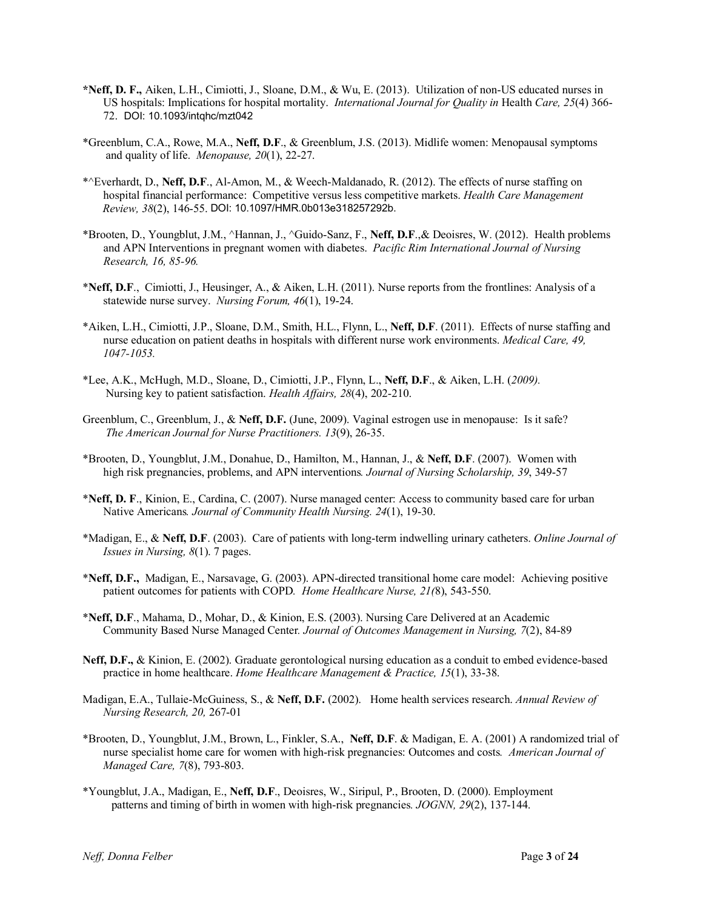*Neff, D. F., Aiken, L.H., Cimiotti, J., Sloane, D.M., & Wu, E. (2013). Utilization of non-US educated nurses in US hospitals: Implications for hospital mortality. *International Journal for Quality in* Health *Care, 25*(4) 366-72. DOI: 10.1093/intqhc/mzt042

*Greenblum, C.A., Rowe, M.A., **Neff, D.F**., & Greenblum, J.S. (2013). Midlife women: Menopausal symptoms and quality of life. *Menopause, 20*(1), 22-27.

*^Everhardt, D., **Neff, D.F**., Al-Amon, M., & Weech-Maldanado, R. (2012). The effects of nurse staffing on hospital financial performance: Competitive versus less competitive markets. *Health Care Management Review, 38*(2), 146-55. DOI: 10.1097/HMR.0b013e318257292b.

*Brooten, D., Youngblut, J.M., ^Hannan, J., ^Guido-Sanz, F., **Neff, D.F**.,& Deoisres, W. (2012). Health problems and APN Interventions in pregnant women with diabetes. *Pacific Rim International Journal of Nursing Research, 16, 85-96.*

***Neff, D.F**., Cimiotti, J., Heusinger, A., & Aiken, L.H. (2011). Nurse reports from the frontlines: Analysis of a statewide nurse survey. *Nursing Forum, 46*(1), 19-24.

*Aiken, L.H., Cimiotti, J.P., Sloane, D.M., Smith, H.L., Flynn, L., **Neff, D.F**. (2011). Effects of nurse staffing and nurse education on patient deaths in hospitals with different nurse work environments. *Medical Care, 49, 1047-1053.*

*Lee, A.K., McHugh, M.D., Sloane, D., Cimiotti, J.P., Flynn, L., **Neff, D.F**., & Aiken, L.H. (*2009).* Nursing key to patient satisfaction. *Health Affairs, 28*(4), 202-210.

Greenblum, C., Greenblum, J., & **Neff, D.F.** (June, 2009). Vaginal estrogen use in menopause: Is it safe? *The American Journal for Nurse Practitioners. 13*(9), 26-35.

*Brooten, D., Youngblut, J.M., Donahue, D., Hamilton, M., Hannan, J., & **Neff, D.F**. (2007). Women with high risk pregnancies, problems, and APN interventions*. Journal of Nursing Scholarship, 39*, 349-57

***Neff, D. F**., Kinion, E., Cardina, C. (2007). Nurse managed center: Access to community based care for urban Native Americans*. Journal of Community Health Nursing. 24*(1), 19-30.

*Madigan, E., & **Neff, D.F**. (2003). Care of patients with long-term indwelling urinary catheters. *Online Journal of Issues in Nursing, 8*(1). 7 pages.

***Neff, D.F.,** Madigan, E., Narsavage, G. (2003). APN-directed transitional home care model: Achieving positive patient outcomes for patients with COPD*. Home Healthcare Nurse, 21(*8), 543-550.

***Neff, D.F**., Mahama, D., Mohar, D., & Kinion, E.S. (2003). Nursing Care Delivered at an Academic Community Based Nurse Managed Center. *Journal of Outcomes Management in Nursing, 7*(2), 84-89

**Neff, D.F.,** & Kinion, E. (2002). Graduate gerontological nursing education as a conduit to embed evidence-based practice in home healthcare. *Home Healthcare Management & Practice, 15*(1), 33-38.

Madigan, E.A., Tullaie-McGuiness, S., & **Neff, D.F.** (2002). Home health services research. *Annual Review of Nursing Research, 20,* 267-01

*Brooten, D., Youngblut, J.M., Brown, L., Finkler, S.A., **Neff, D.F**. & Madigan, E. A. (2001) A randomized trial of nurse specialist home care for women with high-risk pregnancies: Outcomes and costs*. American Journal of Managed Care, 7*(8), 793-803.

*Youngblut, J.A., Madigan, E., **Neff, D.F**., Deoisres, W., Siripul, P., Brooten, D. (2000). Employment patterns and timing of birth in women with high-risk pregnancies*. JOGNN, 29*(2), 137-144.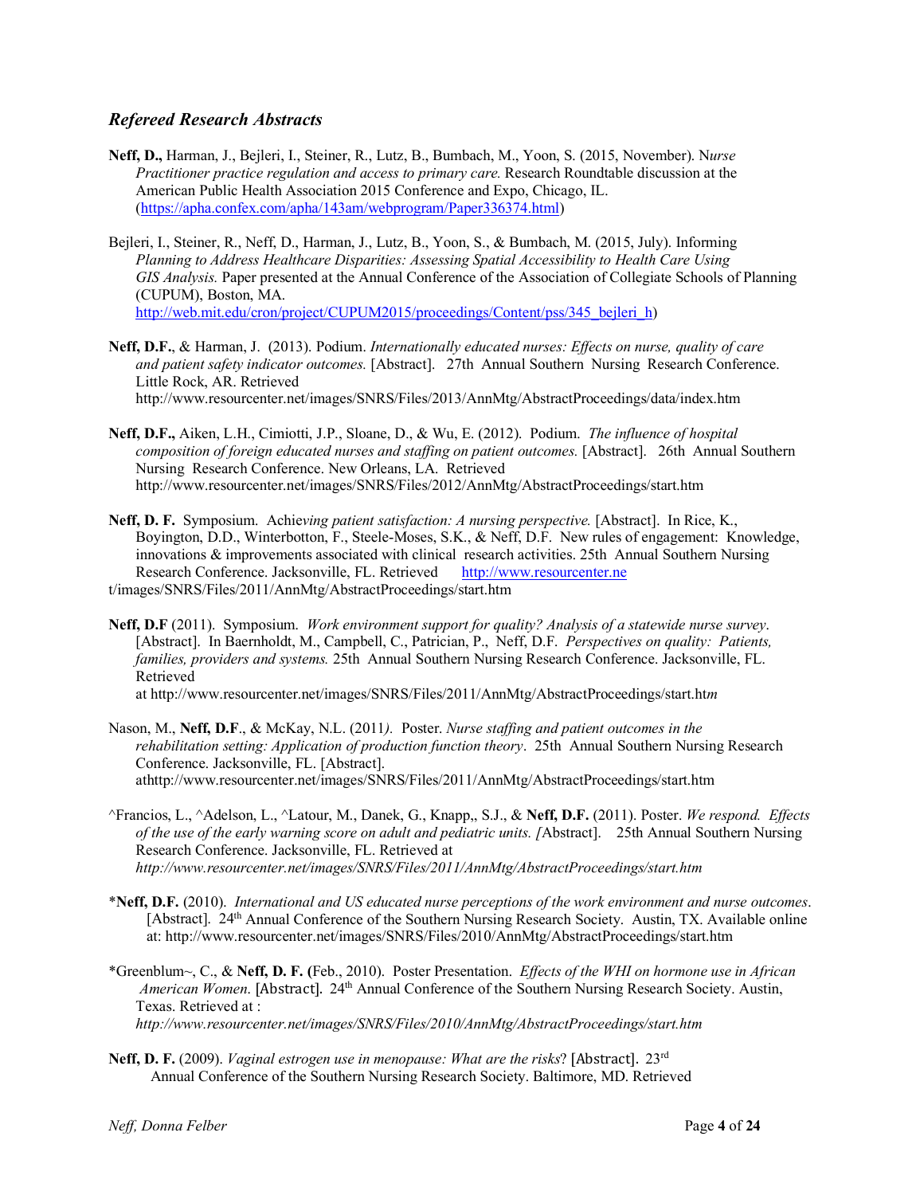### ***Refereed Research Abstracts***

**Neff, D.,** Harman, J., Bejleri, I., Steiner, R., Lutz, B., Bumbach, M., Yoon, S. (2015, November). N*urse Practitioner practice regulation and access to primary care.* Research Roundtable discussion at the American Public Health Association 2015 Conference and Expo, Chicago, IL. (https://apha.confex.com/apha/143am/webprogram/Paper336374.html)

Bejleri, I., Steiner, R., Neff, D., Harman, J., Lutz, B., Yoon, S., & Bumbach, M. (2015, July). Informing *Planning to Address Healthcare Disparities: Assessing Spatial Accessibility to Health Care Using GIS Analysis.* Paper presented at the Annual Conference of the Association of Collegiate Schools of Planning (CUPUM), Boston, MA. http://web.mit.edu/cron/project/CUPUM2015/proceedings/Content/pss/345_bejleri_h)

**Neff, D.F.**, & Harman, J. (2013). Podium. *Internationally educated nurses: Effects on nurse, quality of care and patient safety indicator outcomes.* [Abstract]. 27th Annual Southern Nursing Research Conference. Little Rock, AR. Retrieved http://www.resourcenter.net/images/SNRS/Files/2013/AnnMtg/AbstractProceedings/data/index.htm

**Neff, D.F.,** Aiken, L.H., Cimiotti, J.P., Sloane, D., & Wu, E. (2012). Podium. *The influence of hospital composition of foreign educated nurses and staffing on patient outcomes.* [Abstract]. 26th Annual Southern Nursing Research Conference. New Orleans, LA. Retrieved http://www.resourcenter.net/images/SNRS/Files/2012/AnnMtg/AbstractProceedings/start.htm

**Neff, D. F.** Symposium. Achie*ving patient satisfaction: A nursing perspective.* [Abstract]. In Rice, K., Boyington, D.D., Winterbotton, F., Steele-Moses, S.K., & Neff, D.F. New rules of engagement: Knowledge, innovations & improvements associated with clinical research activities. 25th Annual Southern Nursing Research Conference. Jacksonville, FL. Retrieved http://www.resourcenter.net/images/SNRS/Files/2011/AnnMtg/AbstractProceedings/start.htm

**Neff, D.F** (2011). Symposium. *Work environment support for quality? Analysis of a statewide nurse survey*. [Abstract]. In Baernholdt, M., Campbell, C., Patrician, P., Neff, D.F. *Perspectives on quality: Patients, families, providers and systems.* 25th Annual Southern Nursing Research Conference. Jacksonville, FL. Retrieved at http://www.resourcenter.net/images/SNRS/Files/2011/AnnMtg/AbstractProceedings/start.ht*m*

Nason, M., **Neff, D.F**., & McKay, N.L. (2011*)*. Poster. *Nurse staffing and patient outcomes in the rehabilitation setting: Application of production function theory*. 25th Annual Southern Nursing Research Conference. Jacksonville, FL. [Abstract]. athttp://www.resourcenter.net/images/SNRS/Files/2011/AnnMtg/AbstractProceedings/start.htm

^Francios, L., ^Adelson, L., ^Latour, M., Danek, G., Knapp,, S.J., & **Neff, D.F.** (2011). Poster. *We respond. Effects of the use of the early warning score on adult and pediatric units. [*Abstract]. 25th Annual Southern Nursing Research Conference. Jacksonville, FL. Retrieved at *http://www.resourcenter.net/images/SNRS/Files/2011/AnnMtg/AbstractProceedings/start.htm*

*__Neff, D.F.__ (2010). *International and US educated nurse perceptions of the work environment and nurse outcomes*. [Abstract]. 24th Annual Conference of the Southern Nursing Research Society. Austin, TX. Available online at: http://www.resourcenter.net/images/SNRS/Files/2010/AnnMtg/AbstractProceedings/start.htm

*Greenblum~, C., & **Neff, D. F. (**Feb., 2010). Poster Presentation. *Effects of the WHI on hormone use in African American Women.* [Abstract]. 24th Annual Conference of the Southern Nursing Research Society. Austin, Texas. Retrieved at : *http://www.resourcenter.net/images/SNRS/Files/2010/AnnMtg/AbstractProceedings/start.htm*

**Neff, D. F.** (2009). *Vaginal estrogen use in menopause: What are the risks*? [Abstract]. 23rd Annual Conference of the Southern Nursing Research Society. Baltimore, MD. Retrieved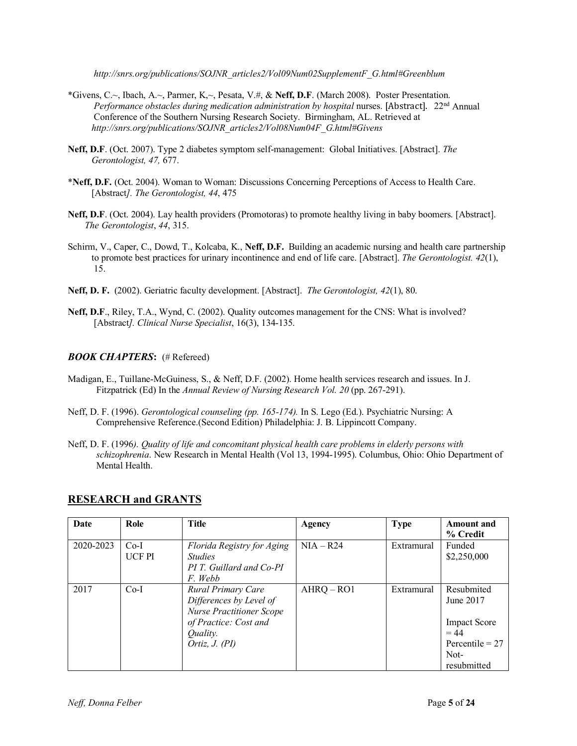*http://snrs.org/publications/SOJNR_articles2/Vol09Num02SupplementF_G.html#Greenblum*

*Givens, C.~, Ibach, A.~, Parmer, K,~, Pesata, V.#, & **Neff, D.F**. (March 2008). Poster Presentation. *Performance obstacles during medication administration by hospital* nurses. [Abstract]. 22nd Annual Conference of the Southern Nursing Research Society. Birmingham, AL. Retrieved at *http://snrs.org/publications/SOJNR_articles2/Vol08Num04F_G.html#Givens*

**Neff, D.F**. (Oct. 2007). Type 2 diabetes symptom self-management: Global Initiatives. [Abstract]. *The Gerontologist, 47,* 677.

***Neff, D.F.** (Oct. 2004). Woman to Woman: Discussions Concerning Perceptions of Access to Health Care. [Abstract*]. The Gerontologist, 44*, 475

**Neff, D.F**. (Oct. 2004). Lay health providers (Promotoras) to promote healthy living in baby boomers. [Abstract]. *The Gerontologist*, *44*, 315.

Schirm, V., Caper, C., Dowd, T., Kolcaba, K., **Neff, D.F.** Building an academic nursing and health care partnership to promote best practices for urinary incontinence and end of life care. [Abstract]. *The Gerontologist. 42*(1), 15.

**Neff, D. F.** (2002). Geriatric faculty development. [Abstract]. *The Gerontologist, 42*(1), 80.

**Neff, D.F**., Riley, T.A., Wynd, C. (2002). Quality outcomes management for the CNS: What is involved? [Abstract*]. Clinical Nurse Specialist*, 16(3), 134-135.

### *BOOK CHAPTERS*: (# Refereed)

Madigan, E., Tuillane-McGuiness, S., & Neff, D.F. (2002). Home health services research and issues. In J. Fitzpatrick (Ed) In the *Annual Review of Nursing Research Vol. 20* (pp. 267-291).

Neff, D. F. (1996). *Gerontological counseling (pp. 165-174).* In S. Lego (Ed.). Psychiatric Nursing: A Comprehensive Reference.(Second Edition) Philadelphia: J. B. Lippincott Company.

Neff, D. F. (1996*). Quality of life and concomitant physical health care problems in elderly persons with schizophrenia*. New Research in Mental Health (Vol 13, 1994-1995). Columbus, Ohio: Ohio Department of Mental Health.

## RESEARCH and GRANTS

| Date | Role | Title | Agency | Type | Amount and % Credit |
|---|---|---|---|---|---|
| 2020-2023 | Co-I UCF PI | *Florida Registry for Aging Studies* *PI T. Guillard and Co-PI F. Webb* | NIA – R24 | Extramural | Funded $2,250,000 |
| 2017 | Co-I | *Rural Primary Care Differences by Level of Nurse Practitioner Scope of Practice: Cost and Quality.* *Ortiz, J. (PI)* | AHRQ – RO1 | Extramural | Resubmited June 2017 Impact Score = 44 Percentile = 27 Not-resubmitted |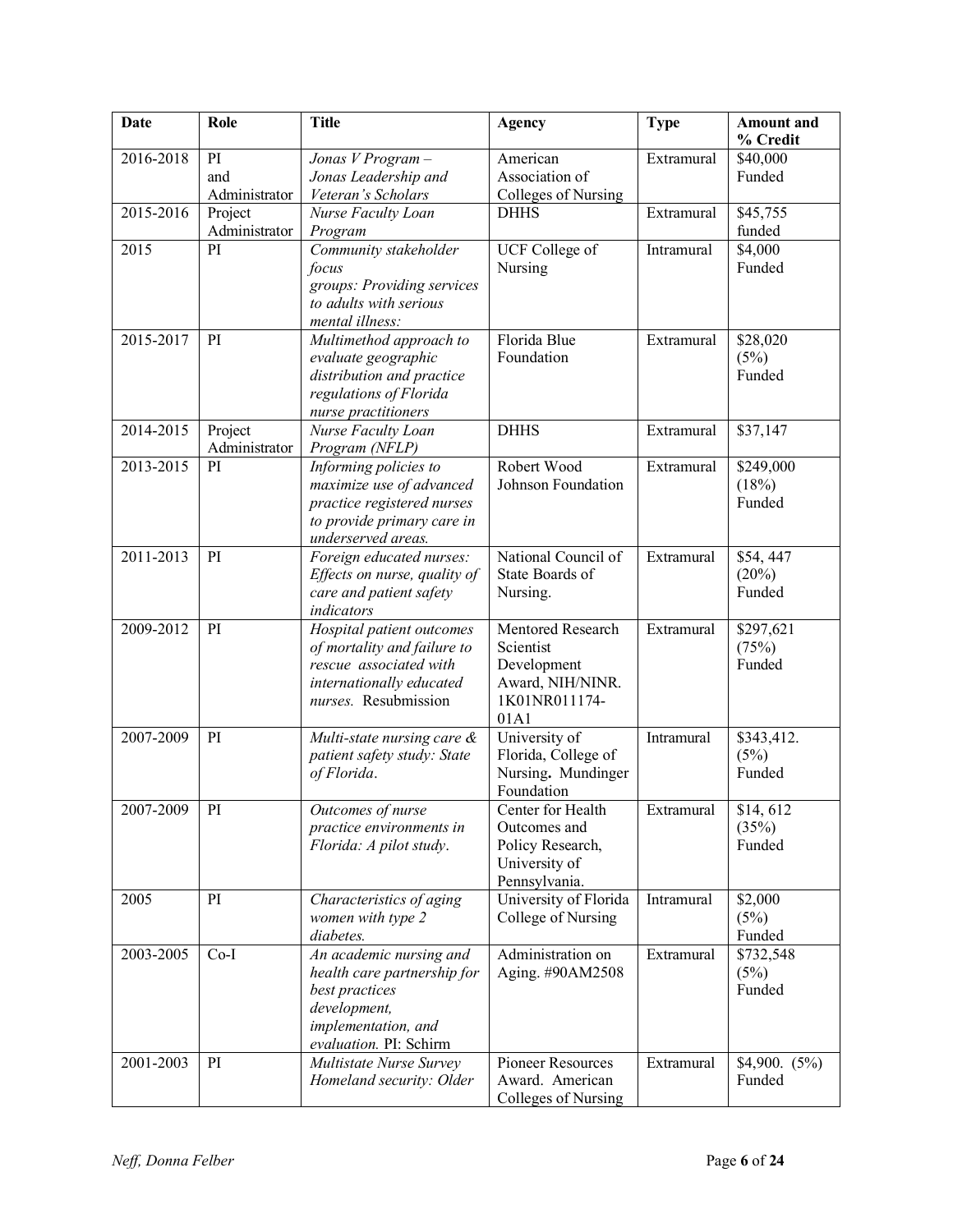| Date | Role | Title | Agency | Type | Amount and % Credit |
|---|---|---|---|---|---|
| 2016-2018 | PI and Administrator | *Jonas V Program – Jonas Leadership and Veteran's Scholars* | American Association of Colleges of Nursing | Extramural | $40,000 Funded |
| 2015-2016 | Project Administrator | *Nurse Faculty Loan Program* | DHHS | Extramural | $45,755 funded |
| 2015 | PI | *Community stakeholder focus groups: Providing services to adults with serious mental illness:* | UCF College of Nursing | Intramural | $4,000 Funded |
| 2015-2017 | PI | *Multimethod approach to evaluate geographic distribution and practice regulations of Florida nurse practitioners* | Florida Blue Foundation | Extramural | $28,020 (5%) Funded |
| 2014-2015 | Project Administrator | *Nurse Faculty Loan Program (NFLP)* | DHHS | Extramural | $37,147 |
| 2013-2015 | PI | *Informing policies to maximize use of advanced practice registered nurses to provide primary care in underserved areas.* | Robert Wood Johnson Foundation | Extramural | $249,000 (18%) Funded |
| 2011-2013 | PI | *Foreign educated nurses: Effects on nurse, quality of care and patient safety indicators* | National Council of State Boards of Nursing. | Extramural | $54, 447 (20%) Funded |
| 2009-2012 | PI | *Hospital patient outcomes of mortality and failure to rescue associated with internationally educated nurses.* Resubmission | Mentored Research Scientist Development Award, NIH/NINR. 1K01NR011174-01A1 | Extramural | $297,621 (75%) Funded |
| 2007-2009 | PI | *Multi-state nursing care & patient safety study: State of Florida*. | University of Florida, College of Nursing**.** Mundinger Foundation | Intramural | $343,412. (5%) Funded |
| 2007-2009 | PI | *Outcomes of nurse practice environments in Florida: A pilot study*. | Center for Health Outcomes and Policy Research, University of Pennsylvania. | Extramural | $14, 612 (35%) Funded |
| 2005 | PI | *Characteristics of aging women with type 2 diabetes.* | University of Florida College of Nursing | Intramural | $2,000 (5%) Funded |
| 2003-2005 | Co-I | *An academic nursing and health care partnership for best practices development, implementation, and evaluation.* PI: Schirm | Administration on Aging. #90AM2508 | Extramural | $732,548 (5%) Funded |
| 2001-2003 | PI | *Multistate Nurse Survey Homeland security: Older* | Pioneer Resources Award. American Colleges of Nursing | Extramural | $4,900. (5%) Funded |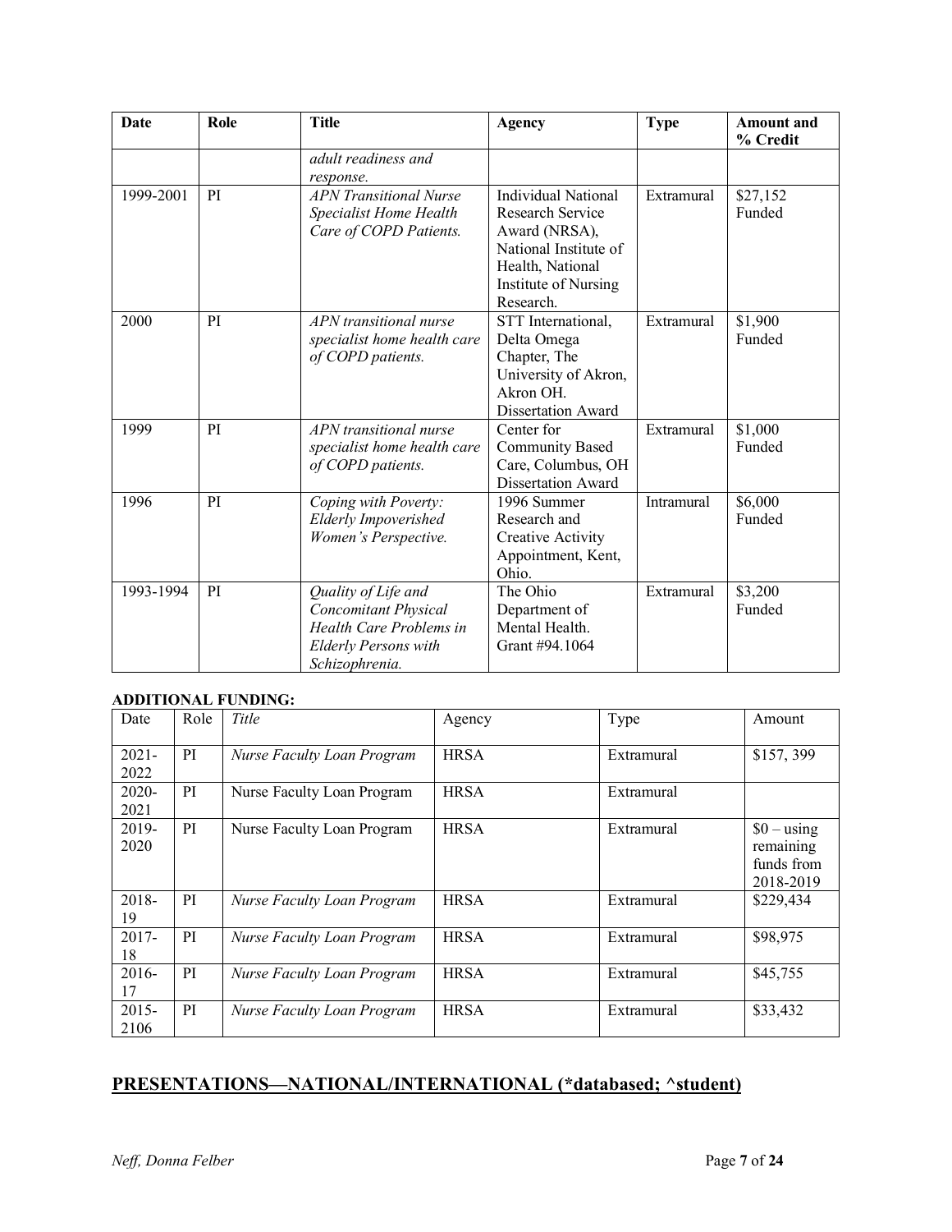| Date | Role | Title | Agency | Type | Amount and % Credit |
|---|---|---|---|---|---|
| | | *adult readiness and response.* | | | |
| 1999-2001 | PI | *APN Transitional Nurse Specialist Home Health Care of COPD Patients.* | Individual National Research Service Award (NRSA), National Institute of Health, National Institute of Nursing Research. | Extramural | $27,152 Funded |
| 2000 | PI | *APN transitional nurse specialist home health care of COPD patients.* | STT International, Delta Omega Chapter, The University of Akron, Akron OH. Dissertation Award | Extramural | $1,900 Funded |
| 1999 | PI | *APN transitional nurse specialist home health care of COPD patients.* | Center for Community Based Care, Columbus, OH Dissertation Award | Extramural | $1,000 Funded |
| 1996 | PI | *Coping with Poverty: Elderly Impoverished Women's Perspective.* | 1996 Summer Research and Creative Activity Appointment, Kent, Ohio. | Intramural | $6,000 Funded |
| 1993-1994 | PI | *Quality of Life and Concomitant Physical Health Care Problems in Elderly Persons with Schizophrenia.* | The Ohio Department of Mental Health. Grant #94.1064 | Extramural | $3,200 Funded |

**ADDITIONAL FUNDING:**

| Date | Role | *Title* | Agency | Type | Amount |
|---|---|---|---|---|---|
| 2021-2022 | PI | *Nurse Faculty Loan Program* | HRSA | Extramural | $157, 399 |
| 2020-2021 | PI | Nurse Faculty Loan Program | HRSA | Extramural | |
| 2019-2020 | PI | Nurse Faculty Loan Program | HRSA | Extramural | $0 – using remaining funds from 2018-2019 |
| 2018-19 | PI | *Nurse Faculty Loan Program* | HRSA | Extramural | $229,434 |
| 2017-18 | PI | *Nurse Faculty Loan Program* | HRSA | Extramural | $98,975 |
| 2016-17 | PI | *Nurse Faculty Loan Program* | HRSA | Extramural | $45,755 |
| 2015-2106 | PI | *Nurse Faculty Loan Program* | HRSA | Extramural | $33,432 |

## PRESENTATIONS—NATIONAL/INTERNATIONAL (*databased; ^student)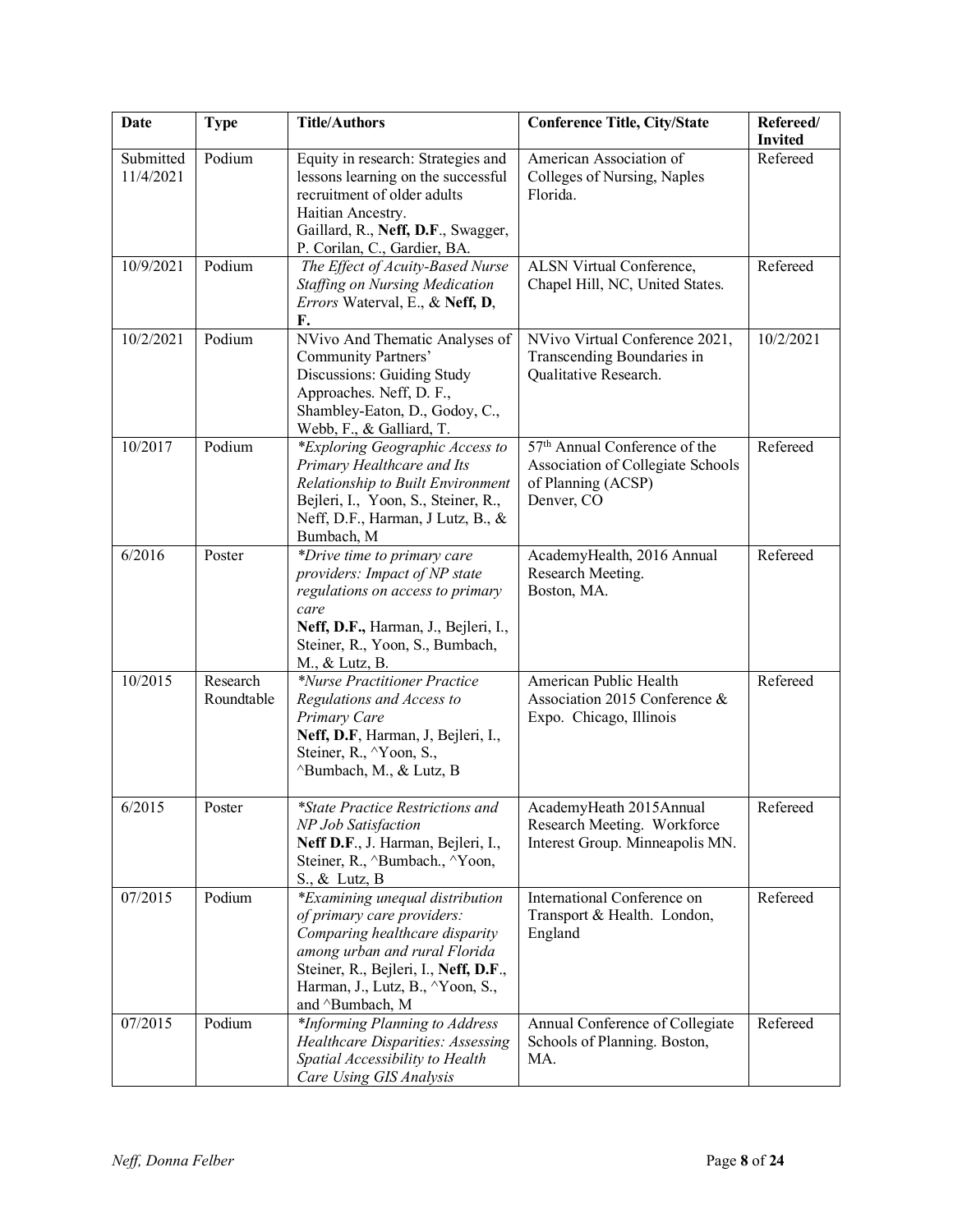| **Date** | **Type** | **Title/Authors** | **Conference Title, City/State** | **Refereed/ Invited** |
|---|---|---|---|---|
| Submitted 11/4/2021 | Podium | Equity in research: Strategies and lessons learning on the successful recruitment of older adults Haitian Ancestry. Gaillard, R., **Neff, D.F**., Swagger, P. Corilan, C., Gardier, BA. | American Association of Colleges of Nursing, Naples Florida. | Refereed |
| 10/9/2021 | Podium | *The Effect of Acuity-Based Nurse Staffing on Nursing Medication Errors* Waterval, E., & **Neff, D, F.** | ALSN Virtual Conference, Chapel Hill, NC, United States. | Refereed |
| 10/2/2021 | Podium | NVivo And Thematic Analyses of Community Partners' Discussions: Guiding Study Approaches. Neff, D. F., Shambley-Eaton, D., Godoy, C., Webb, F., & Galliard, T. | NVivo Virtual Conference 2021, Transcending Boundaries in Qualitative Research. | 10/2/2021 |
| 10/2017 | Podium | *\*Exploring Geographic Access to Primary Healthcare and Its Relationship to Built Environment* Bejleri, I., Yoon, S., Steiner, R., Neff, D.F., Harman, J Lutz, B., & Bumbach, M | 57th Annual Conference of the Association of Collegiate Schools of Planning (ACSP) Denver, CO | Refereed |
| 6/2016 | Poster | *\*Drive time to primary care providers: Impact of NP state regulations on access to primary care* **Neff, D.F.,** Harman, J., Bejleri, I., Steiner, R., Yoon, S., Bumbach, M., & Lutz, B. | AcademyHealth, 2016 Annual Research Meeting. Boston, MA. | Refereed |
| 10/2015 | Research Roundtable | *\*Nurse Practitioner Practice Regulations and Access to Primary Care* **Neff, D.F**, Harman, J, Bejleri, I., Steiner, R., ^Yoon, S., ^Bumbach, M., & Lutz, B | American Public Health Association 2015 Conference & Expo. Chicago, Illinois | Refereed |
| 6/2015 | Poster | *\*State Practice Restrictions and NP Job Satisfaction* **Neff D.F**., J. Harman, Bejleri, I., Steiner, R., ^Bumbach., ^Yoon, S., & Lutz, B | AcademyHeath 2015Annual Research Meeting. Workforce Interest Group. Minneapolis MN. | Refereed |
| 07/2015 | Podium | *\*Examining unequal distribution of primary care providers: Comparing healthcare disparity among urban and rural Florida* Steiner, R., Bejleri, I., **Neff, D.F**., Harman, J., Lutz, B., ^Yoon, S., and ^Bumbach, M | International Conference on Transport & Health. London, England | Refereed |
| 07/2015 | Podium | *\*Informing Planning to Address Healthcare Disparities: Assessing Spatial Accessibility to Health Care Using GIS Analysis* | Annual Conference of Collegiate Schools of Planning. Boston, MA. | Refereed |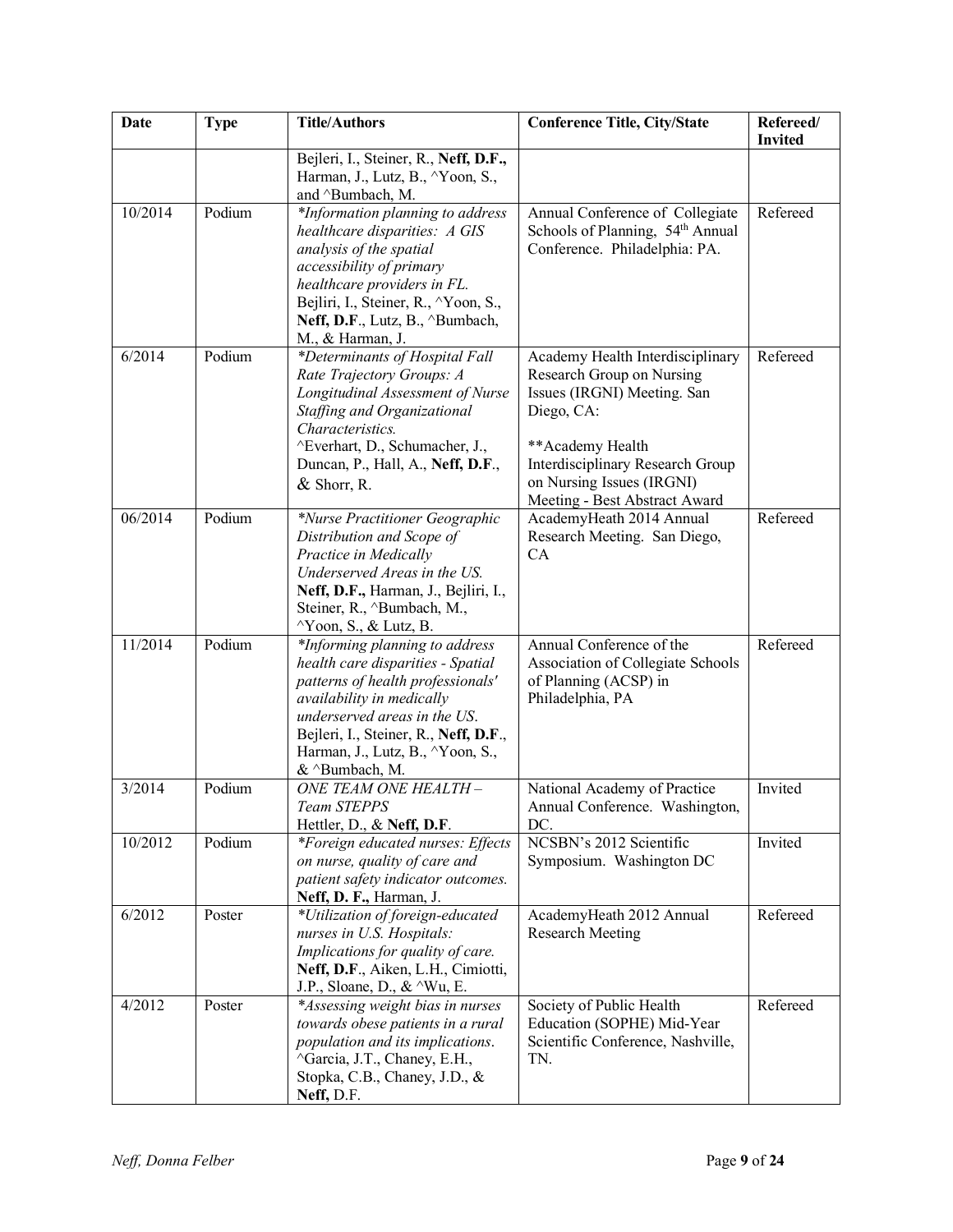| Date | Type | Title/Authors | Conference Title, City/State | Refereed/ Invited |
|---|---|---|---|---|
| | | Bejleri, I., Steiner, R., **Neff, D.F.,** Harman, J., Lutz, B., ^Yoon, S., and ^Bumbach, M. | | |
| 10/2014 | Podium | *\*Information planning to address healthcare disparities: A GIS analysis of the spatial accessibility of primary healthcare providers in FL.* Bejliri, I., Steiner, R., ^Yoon, S., **Neff, D.F**., Lutz, B., ^Bumbach, M., & Harman, J. | Annual Conference of Collegiate Schools of Planning, 54th Annual Conference. Philadelphia: PA. | Refereed |
| 6/2014 | Podium | *\*Determinants of Hospital Fall Rate Trajectory Groups: A Longitudinal Assessment of Nurse Staffing and Organizational Characteristics.* ^Everhart, D., Schumacher, J., Duncan, P., Hall, A., **Neff, D.F**., & Shorr, R. | Academy Health Interdisciplinary Research Group on Nursing Issues (IRGNI) Meeting. San Diego, CA: <br><br> \*\*Academy Health Interdisciplinary Research Group on Nursing Issues (IRGNI) Meeting - Best Abstract Award | Refereed |
| 06/2014 | Podium | *\*Nurse Practitioner Geographic Distribution and Scope of Practice in Medically Underserved Areas in the US.* **Neff, D.F.,** Harman, J., Bejliri, I., Steiner, R., ^Bumbach, M., ^Yoon, S., & Lutz, B. | AcademyHeath 2014 Annual Research Meeting. San Diego, CA | Refereed |
| 11/2014 | Podium | *\*Informing planning to address health care disparities - Spatial patterns of health professionals' availability in medically underserved areas in the US.* Bejleri, I., Steiner, R., **Neff, D.F**., Harman, J., Lutz, B., ^Yoon, S., & ^Bumbach, M. | Annual Conference of the Association of Collegiate Schools of Planning (ACSP) in Philadelphia, PA | Refereed |
| 3/2014 | Podium | *ONE TEAM ONE HEALTH – Team STEPPS* Hettler, D., & **Neff, D.F**. | National Academy of Practice Annual Conference. Washington, DC. | Invited |
| 10/2012 | Podium | *\*Foreign educated nurses: Effects on nurse, quality of care and patient safety indicator outcomes.* **Neff, D. F.,** Harman, J. | NCSBN's 2012 Scientific Symposium. Washington DC | Invited |
| 6/2012 | Poster | *\*Utilization of foreign-educated nurses in U.S. Hospitals: Implications for quality of care.* **Neff, D.F**., Aiken, L.H., Cimiotti, J.P., Sloane, D., & ^Wu, E. | AcademyHeath 2012 Annual Research Meeting | Refereed |
| 4/2012 | Poster | *\*Assessing weight bias in nurses towards obese patients in a rural population and its implications.* ^Garcia, J.T., Chaney, E.H., Stopka, C.B., Chaney, J.D., & **Neff,** D.F. | Society of Public Health Education (SOPHE) Mid-Year Scientific Conference, Nashville, TN. | Refereed |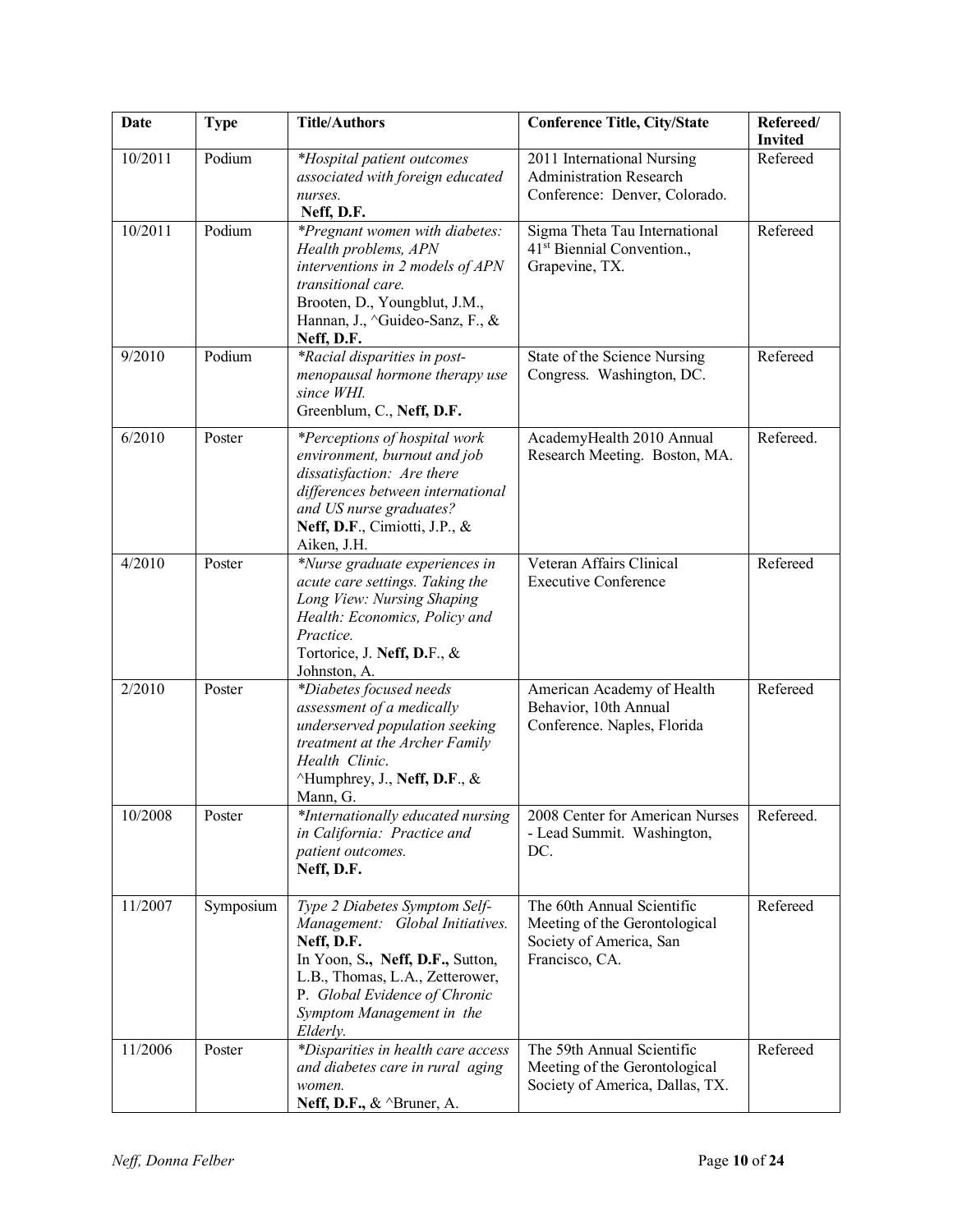| Date | Type | Title/Authors | Conference Title, City/State | Refereed/ Invited |
|---|---|---|---|---|
| 10/2011 | Podium | *\*Hospital patient outcomes associated with foreign educated nurses.* **Neff, D.F.** | 2011 International Nursing Administration Research Conference: Denver, Colorado. | Refereed |
| 10/2011 | Podium | *\*Pregnant women with diabetes: Health problems, APN interventions in 2 models of APN transitional care.* Brooten, D., Youngblut, J.M., Hannan, J., ^Guideo-Sanz, F., & **Neff, D.F.** | Sigma Theta Tau International 41st Biennial Convention., Grapevine, TX. | Refereed |
| 9/2010 | Podium | *\*Racial disparities in post-menopausal hormone therapy use since WHI.* Greenblum, C., **Neff, D.F.** | State of the Science Nursing Congress. Washington, DC. | Refereed |
| 6/2010 | Poster | *\*Perceptions of hospital work environment, burnout and job dissatisfaction: Are there differences between international and US nurse graduates?* **Neff, D.F**., Cimiotti, J.P., & Aiken, J.H. | AcademyHealth 2010 Annual Research Meeting. Boston, MA. | Refereed. |
| 4/2010 | Poster | *\*Nurse graduate experiences in acute care settings. Taking the Long View: Nursing Shaping Health: Economics, Policy and Practice.* Tortorice, J. **Neff, D.**F., & Johnston, A. | Veteran Affairs Clinical Executive Conference | Refereed |
| 2/2010 | Poster | *\*Diabetes focused needs assessment of a medically underserved population seeking treatment at the Archer Family Health Clinic.* ^Humphrey, J., **Neff, D.F**., & Mann, G. | American Academy of Health Behavior, 10th Annual Conference. Naples, Florida | Refereed |
| 10/2008 | Poster | *\*Internationally educated nursing in California: Practice and patient outcomes.* **Neff, D.F.** | 2008 Center for American Nurses - Lead Summit. Washington, DC. | Refereed. |
| 11/2007 | Symposium | *Type 2 Diabetes Symptom Self-Management: Global Initiatives.* **Neff, D.F.** In Yoon, S**., Neff, D.F.,** Sutton, L.B., Thomas, L.A., Zetterower, P. *Global Evidence of Chronic Symptom Management in the Elderly.* | The 60th Annual Scientific Meeting of the Gerontological Society of America, San Francisco, CA. | Refereed |
| 11/2006 | Poster | *\*Disparities in health care access and diabetes care in rural aging women.* **Neff, D.F.,** & ^Bruner, A. | The 59th Annual Scientific Meeting of the Gerontological Society of America, Dallas, TX. | Refereed |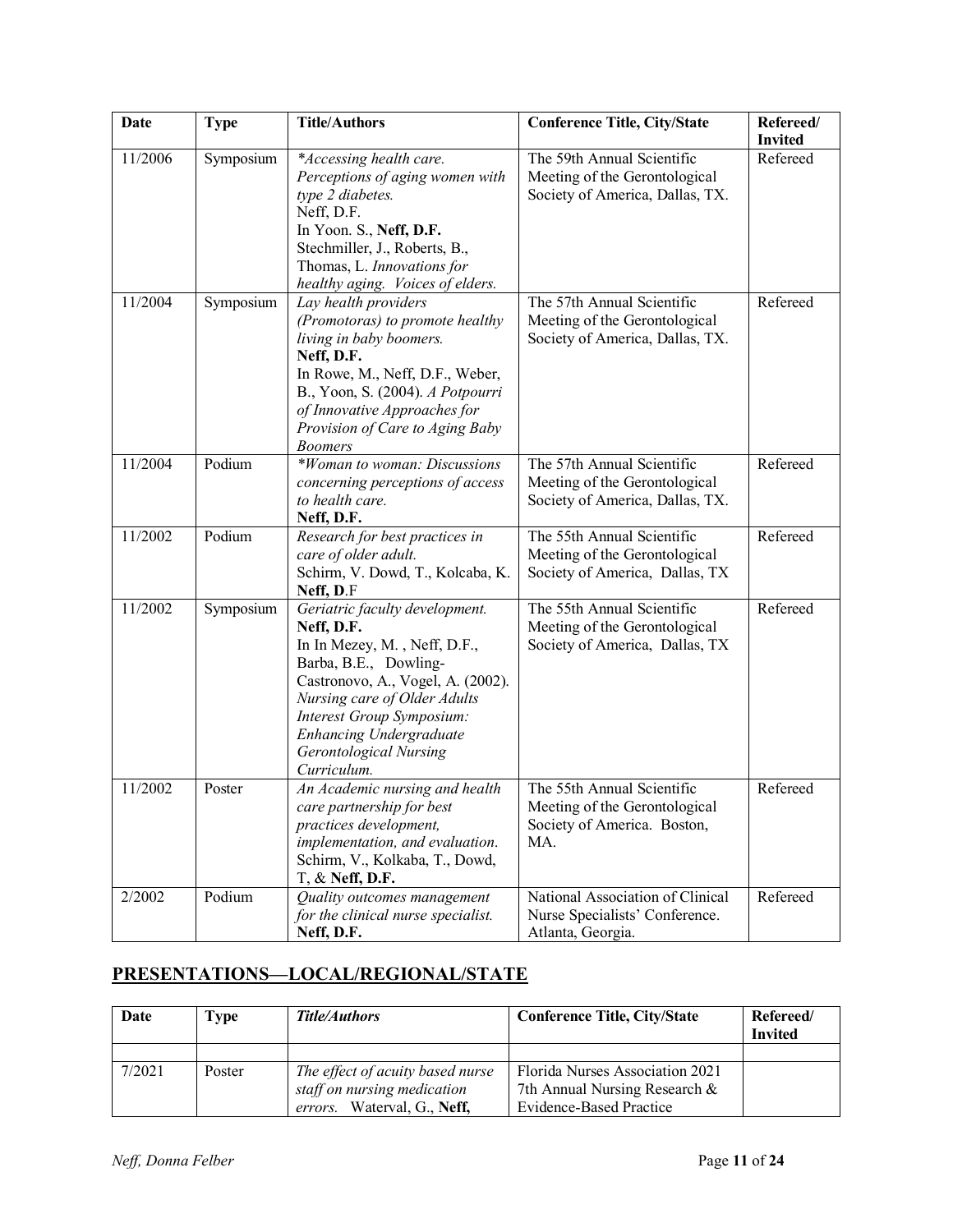| Date | Type | Title/Authors | Conference Title, City/State | Refereed/ Invited |
|---|---|---|---|---|
| 11/2006 | Symposium | **Accessing health care. Perceptions of aging women with type 2 diabetes.* Neff, D.F. In Yoon. S., **Neff, D.F.** Stechmiller, J., Roberts, B., Thomas, L. *Innovations for healthy aging. Voices of elders.* | The 59th Annual Scientific Meeting of the Gerontological Society of America, Dallas, TX. | Refereed |
| 11/2004 | Symposium | *Lay health providers (Promotoras) to promote healthy living in baby boomers.* **Neff, D.F.** In Rowe, M., Neff, D.F., Weber, B., Yoon, S. (2004). *A Potpourri of Innovative Approaches for Provision of Care to Aging Baby Boomers* | The 57th Annual Scientific Meeting of the Gerontological Society of America, Dallas, TX. | Refereed |
| 11/2004 | Podium | **Woman to woman: Discussions concerning perceptions of access to health care.* **Neff, D.F.** | The 57th Annual Scientific Meeting of the Gerontological Society of America, Dallas, TX. | Refereed |
| 11/2002 | Podium | *Research for best practices in care of older adult.* Schirm, V. Dowd, T., Kolcaba, K. **Neff, D**.F | The 55th Annual Scientific Meeting of the Gerontological Society of America, Dallas, TX | Refereed |
| 11/2002 | Symposium | *Geriatric faculty development.* **Neff, D.F.** In In Mezey, M. , Neff, D.F., Barba, B.E., Dowling-Castronovo, A., Vogel, A. (2002). *Nursing care of Older Adults Interest Group Symposium: Enhancing Undergraduate Gerontological Nursing Curriculum.* | The 55th Annual Scientific Meeting of the Gerontological Society of America, Dallas, TX | Refereed |
| 11/2002 | Poster | *An Academic nursing and health care partnership for best practices development, implementation, and evaluation.* Schirm, V., Kolkaba, T., Dowd, T, & **Neff, D.F.** | The 55th Annual Scientific Meeting of the Gerontological Society of America. Boston, MA. | Refereed |
| 2/2002 | Podium | *Quality outcomes management for the clinical nurse specialist.* **Neff, D.F.** | National Association of Clinical Nurse Specialists' Conference. Atlanta, Georgia. | Refereed |

## PRESENTATIONS—LOCAL/REGIONAL/STATE

| Date | Type | *Title/Authors* | Conference Title, City/State | Refereed/ Invited |
|---|---|---|---|---|
| | | | | |
| 7/2021 | Poster | *The effect of acuity based nurse staff on nursing medication errors.* Waterval, G., **Neff,** | Florida Nurses Association 2021 7th Annual Nursing Research & Evidence-Based Practice | |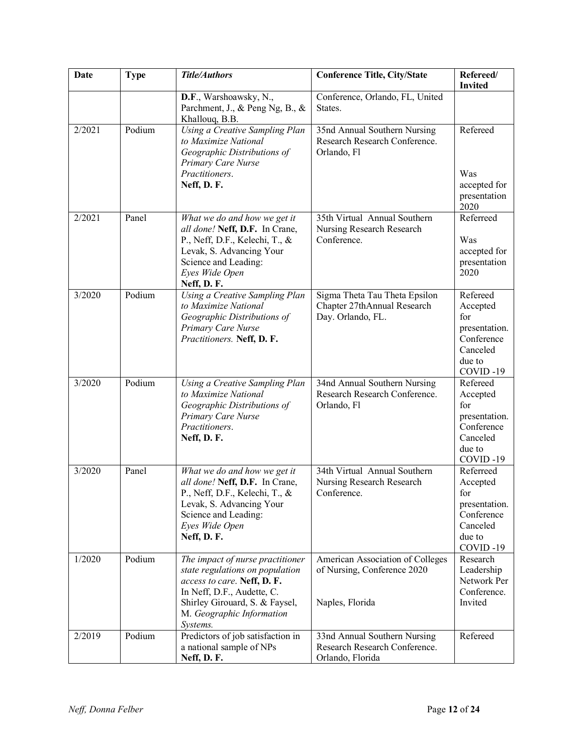| Date | Type | *Title/Authors* | Conference Title, City/State | Refereed/ Invited |
|---|---|---|---|---|
| | | **D.F**., Warshoawsky, N., Parchment, J., & Peng Ng, B., & Khallouq, B.B. | Conference, Orlando, FL, United States. | |
| 2/2021 | Podium | *Using a Creative Sampling Plan to Maximize National Geographic Distributions of Primary Care Nurse Practitioners*. **Neff, D. F.** | 35nd Annual Southern Nursing Research Research Conference. Orlando, Fl | Refereed<br><br>Was accepted for presentation 2020 |
| 2/2021 | Panel | *What we do and how we get it all done!* **Neff, D.F.** In Crane, P., Neff, D.F., Kelechi, T., & Levak, S. Advancing Your Science and Leading: *Eyes Wide Open* **Neff, D. F.** | 35th Virtual Annual Southern Nursing Research Research Conference. | Referreed<br><br>Was accepted for presentation 2020 |
| 3/2020 | Podium | *Using a Creative Sampling Plan to Maximize National Geographic Distributions of Primary Care Nurse Practitioners.* **Neff, D. F.** | Sigma Theta Tau Theta Epsilon Chapter 27thAnnual Research Day. Orlando, FL. | Refereed Accepted for presentation. Conference Canceled due to COVID -19 |
| 3/2020 | Podium | *Using a Creative Sampling Plan to Maximize National Geographic Distributions of Primary Care Nurse Practitioners*. **Neff, D. F.** | 34nd Annual Southern Nursing Research Research Conference. Orlando, Fl | Refereed Accepted for presentation. Conference Canceled due to COVID -19 |
| 3/2020 | Panel | *What we do and how we get it all done!* **Neff, D.F.** In Crane, P., Neff, D.F., Kelechi, T., & Levak, S. Advancing Your Science and Leading: *Eyes Wide Open* **Neff, D. F.** | 34th Virtual Annual Southern Nursing Research Research Conference. | Referreed Accepted for presentation. Conference Canceled due to COVID -19 |
| 1/2020 | Podium | *The impact of nurse practitioner state regulations on population access to care*. **Neff, D. F.** In Neff, D.F., Audette, C. Shirley Girouard, S. & Faysel, M. *Geographic Information Systems.* | American Association of Colleges of Nursing, Conference 2020<br><br>Naples, Florida | Research Leadership Network Per Conference. Invited |
| 2/2019 | Podium | Predictors of job satisfaction in a national sample of NPs **Neff, D. F.** | 33nd Annual Southern Nursing Research Research Conference. Orlando, Florida | Refereed |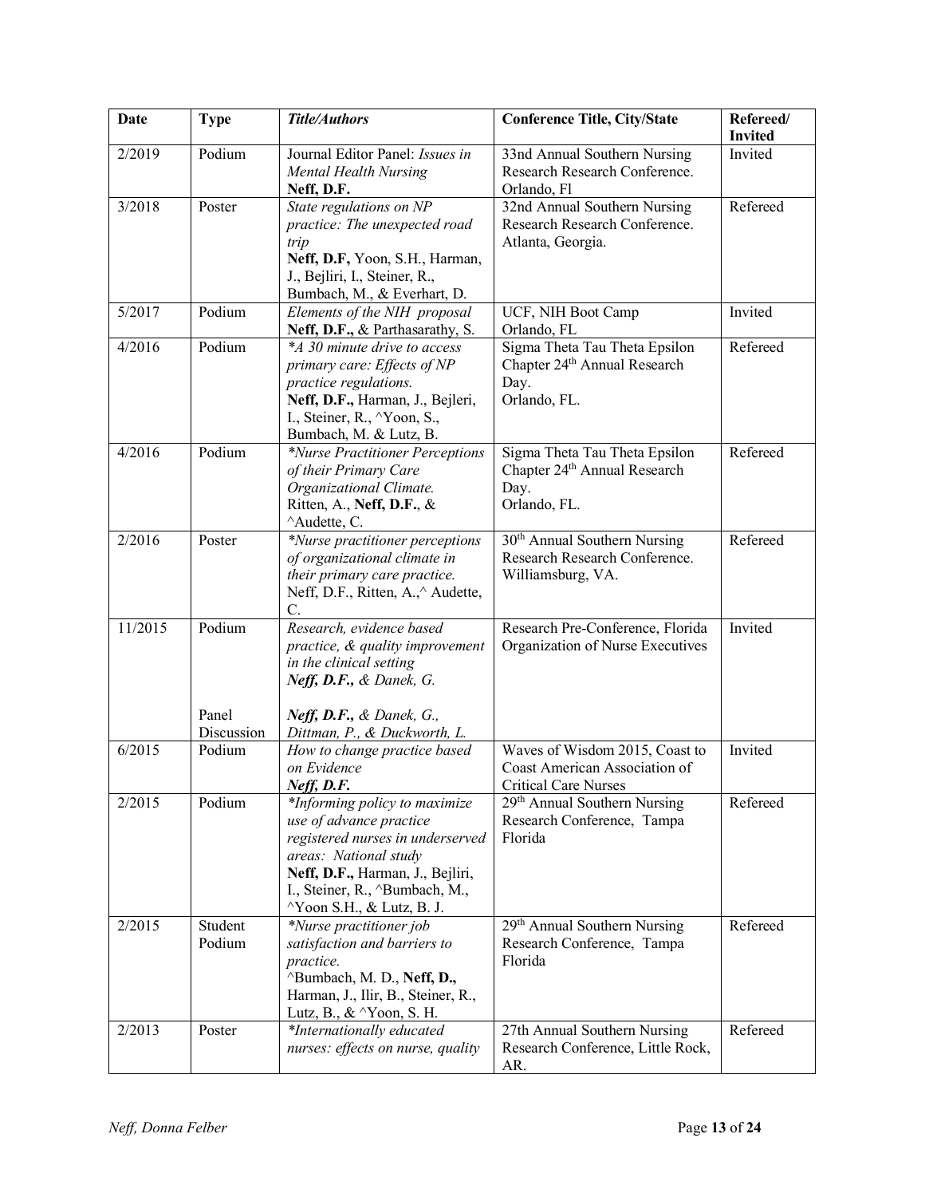| Date | Type | *Title/Authors* | Conference Title, City/State | Refereed/ Invited |
|---|---|---|---|---|
| 2/2019 | Podium | Journal Editor Panel: *Issues in Mental Health Nursing* **Neff, D.F.** | 33nd Annual Southern Nursing Research Research Conference. Orlando, Fl | Invited |
| 3/2018 | Poster | *State regulations on NP practice: The unexpected road trip* **Neff, D.F,** Yoon, S.H., Harman, J., Bejliri, I., Steiner, R., Bumbach, M., & Everhart, D. | 32nd Annual Southern Nursing Research Research Conference. Atlanta, Georgia. | Refereed |
| 5/2017 | Podium | *Elements of the NIH proposal* **Neff, D.F.,** & Parthasarathy, S. | UCF, NIH Boot Camp Orlando, FL | Invited |
| 4/2016 | Podium | *\*A 30 minute drive to access primary care: Effects of NP practice regulations.* **Neff, D.F.,** Harman, J., Bejleri, I., Steiner, R., ^Yoon, S., Bumbach, M. & Lutz, B. | Sigma Theta Tau Theta Epsilon Chapter 24th Annual Research Day. Orlando, FL. | Refereed |
| 4/2016 | Podium | *\*Nurse Practitioner Perceptions of their Primary Care Organizational Climate.* Ritten, A., **Neff, D.F.**, & ^Audette, C. | Sigma Theta Tau Theta Epsilon Chapter 24th Annual Research Day. Orlando, FL. | Refereed |
| 2/2016 | Poster | *\*Nurse practitioner perceptions of organizational climate in their primary care practice.* Neff, D.F., Ritten, A.,^ Audette, C. | 30th Annual Southern Nursing Research Research Conference. Williamsburg, VA. | Refereed |
| 11/2015 | Podium<br><br>Panel Discussion | *Research, evidence based practice, & quality improvement in the clinical setting* ***Neff, D.F.,** & Danek, G.*<br><br>***Neff, D.F.,** & Danek, G., Dittman, P., & Duckworth, L.* | Research Pre-Conference, Florida Organization of Nurse Executives | Invited |
| 6/2015 | Podium | *How to change practice based on Evidence* ***Neff, D.F.*** | Waves of Wisdom 2015, Coast to Coast American Association of Critical Care Nurses | Invited |
| 2/2015 | Podium | *\*Informing policy to maximize use of advance practice registered nurses in underserved areas: National study* **Neff, D.F.,** Harman, J., Bejliri, I., Steiner, R., ^Bumbach, M., ^Yoon S.H., & Lutz, B. J. | 29th Annual Southern Nursing Research Conference, Tampa Florida | Refereed |
| 2/2015 | Student Podium | *\*Nurse practitioner job satisfaction and barriers to practice.* ^Bumbach, M. D., **Neff, D.,** Harman, J., Ilir, B., Steiner, R., Lutz, B., & ^Yoon, S. H. | 29th Annual Southern Nursing Research Conference, Tampa Florida | Refereed |
| 2/2013 | Poster | *\*Internationally educated nurses: effects on nurse, quality* | 27th Annual Southern Nursing Research Conference, Little Rock, AR. | Refereed |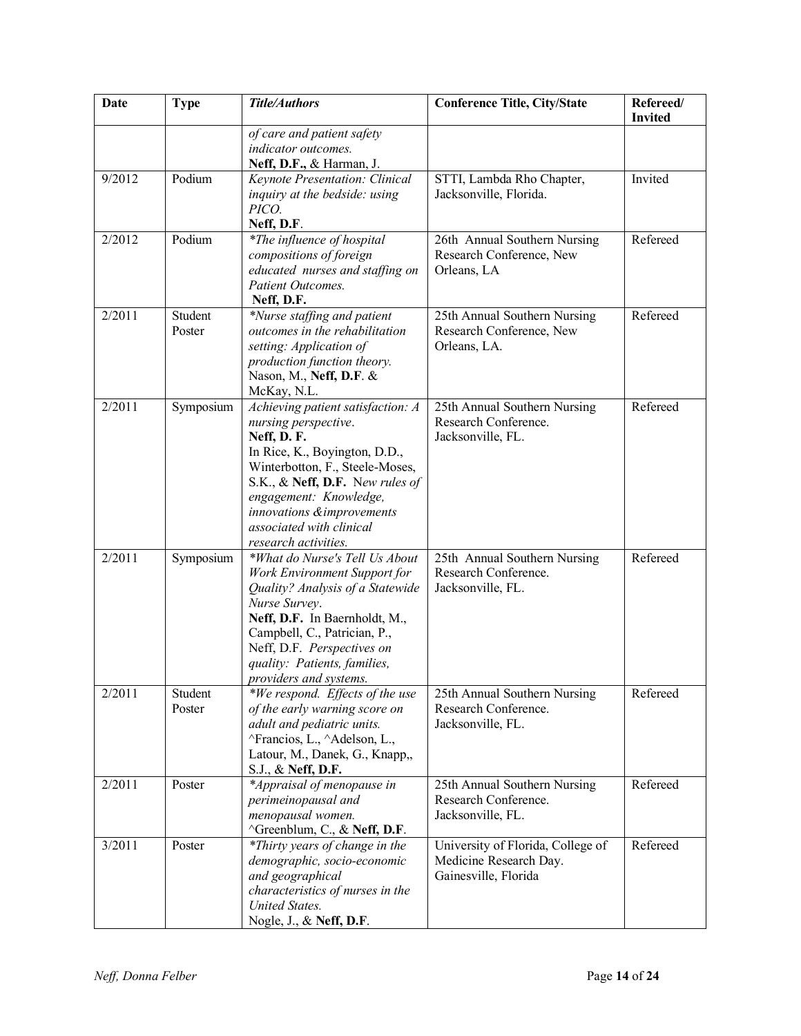| Date | Type | *Title/Authors* | Conference Title, City/State | Refereed/ Invited |
|---|---|---|---|---|
| | | *of care and patient safety indicator outcomes.* **Neff, D.F.,** & Harman, J. | | |
| 9/2012 | Podium | *Keynote Presentation: Clinical inquiry at the bedside: using PICO.* **Neff, D.F**. | STTI, Lambda Rho Chapter, Jacksonville, Florida. | Invited |
| 2/2012 | Podium | **The influence of hospital compositions of foreign educated nurses and staffing on Patient Outcomes.* **Neff, D.F.** | 26th Annual Southern Nursing Research Conference, New Orleans, LA | Refereed |
| 2/2011 | Student Poster | **Nurse staffing and patient outcomes in the rehabilitation setting: Application of production function theory.* Nason, M., **Neff, D.F**. & McKay, N.L. | 25th Annual Southern Nursing Research Conference, New Orleans, LA. | Refereed |
| 2/2011 | Symposium | *Achieving patient satisfaction: A nursing perspective*. **Neff, D. F.** In Rice, K., Boyington, D.D., Winterbotton, F., Steele-Moses, S.K., & **Neff, D.F.** N*ew rules of engagement: Knowledge, innovations &improvements associated with clinical research activities.* | 25th Annual Southern Nursing Research Conference. Jacksonville, FL. | Refereed |
| 2/2011 | Symposium | **What do Nurse's Tell Us About Work Environment Support for Quality? Analysis of a Statewide Nurse Survey*. **Neff, D.F.** In Baernholdt, M., Campbell, C., Patrician, P., Neff, D.F. *Perspectives on quality: Patients, families, providers and systems.* | 25th Annual Southern Nursing Research Conference. Jacksonville, FL. | Refereed |
| 2/2011 | Student Poster | **We respond. Effects of the use of the early warning score on adult and pediatric units.* ^Francios, L., ^Adelson, L., Latour, M., Danek, G., Knapp,, S.J., & **Neff, D.F.** | 25th Annual Southern Nursing Research Conference. Jacksonville, FL. | Refereed |
| 2/2011 | Poster | **Appraisal of menopause in perimeinopausal and menopausal women.* ^Greenblum, C., & **Neff, D.F**. | 25th Annual Southern Nursing Research Conference. Jacksonville, FL. | Refereed |
| 3/2011 | Poster | **Thirty years of change in the demographic, socio-economic and geographical characteristics of nurses in the United States.* Nogle, J., & **Neff, D.F**. | University of Florida, College of Medicine Research Day. Gainesville, Florida | Refereed |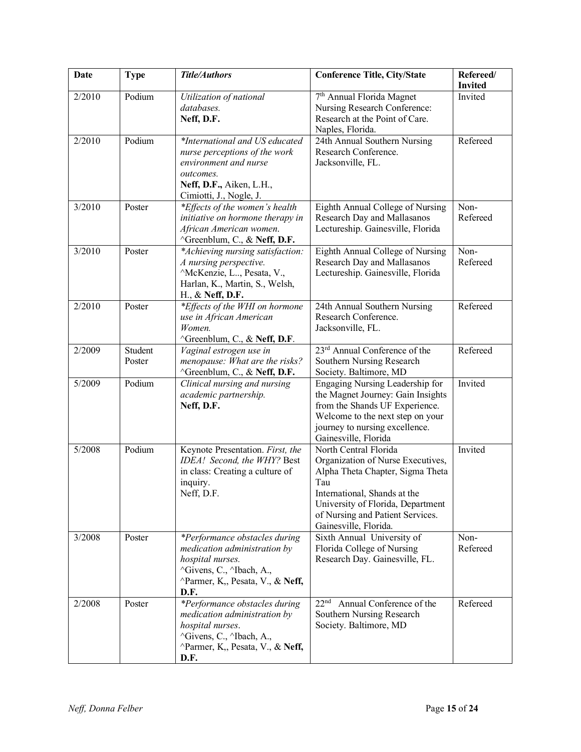| Date | Type | *Title/Authors* | Conference Title, City/State | Refereed/ Invited |
|---|---|---|---|---|
| 2/2010 | Podium | *Utilization of national databases.* **Neff, D.F.** | 7th Annual Florida Magnet Nursing Research Conference: Research at the Point of Care. Naples, Florida. | Invited |
| 2/2010 | Podium | *\*International and US educated nurse perceptions of the work environment and nurse outcomes.* **Neff, D.F.,** Aiken, L.H., Cimiotti, J., Nogle, J. | 24th Annual Southern Nursing Research Conference. Jacksonville, FL. | Refereed |
| 3/2010 | Poster | *\*Effects of the women's health initiative on hormone therapy in African American women.* ^Greenblum, C., & **Neff, D.F.** | Eighth Annual College of Nursing Research Day and Mallasanos Lectureship. Gainesville, Florida | Non-Refereed |
| 3/2010 | Poster | *\*Achieving nursing satisfaction: A nursing perspective.* ^McKenzie, L.., Pesata, V., Harlan, K., Martin, S., Welsh, H., & **Neff, D.F.** | Eighth Annual College of Nursing Research Day and Mallasanos Lectureship. Gainesville, Florida | Non-Refereed |
| 2/2010 | Poster | *\*Effects of the WHI on hormone use in African American Women.* ^Greenblum, C., & **Neff, D.F**. | 24th Annual Southern Nursing Research Conference. Jacksonville, FL. | Refereed |
| 2/2009 | Student Poster | *Vaginal estrogen use in menopause: What are the risks?* ^Greenblum, C., & **Neff, D.F.** | 23rd Annual Conference of the Southern Nursing Research Society. Baltimore, MD | Refereed |
| 5/2009 | Podium | *Clinical nursing and nursing academic partnership.* **Neff, D.F.** | Engaging Nursing Leadership for the Magnet Journey: Gain Insights from the Shands UF Experience. Welcome to the next step on your journey to nursing excellence. Gainesville, Florida | Invited |
| 5/2008 | Podium | Keynote Presentation. *First, the IDEA! Second, the WHY?* Best in class: Creating a culture of inquiry. Neff, D.F. | North Central Florida Organization of Nurse Executives, Alpha Theta Chapter, Sigma Theta Tau International, Shands at the University of Florida, Department of Nursing and Patient Services. Gainesville, Florida. | Invited |
| 3/2008 | Poster | *\*Performance obstacles during medication administration by hospital nurses.* ^Givens, C., ^Ibach, A., ^Parmer, K,, Pesata, V., & **Neff, D.F.** | Sixth Annual University of Florida College of Nursing Research Day. Gainesville, FL. | Non-Refereed |
| 2/2008 | Poster | *\*Performance obstacles during medication administration by hospital nurses*. ^Givens, C., ^Ibach, A., ^Parmer, K,, Pesata, V., & **Neff, D.F.** | 22nd Annual Conference of the Southern Nursing Research Society. Baltimore, MD | Refereed |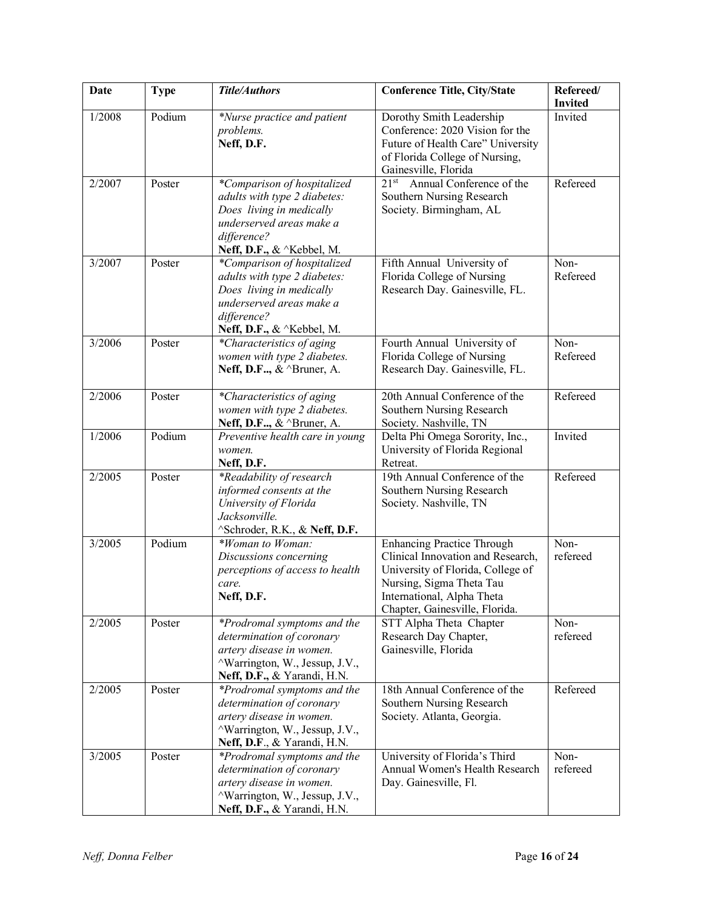| Date | Type | *Title/Authors* | Conference Title, City/State | Refereed/ Invited |
|---|---|---|---|---|
| 1/2008 | Podium | *\*Nurse practice and patient problems.* **Neff, D.F.** | Dorothy Smith Leadership Conference: 2020 Vision for the Future of Health Care" University of Florida College of Nursing, Gainesville, Florida | Invited |
| 2/2007 | Poster | *\*Comparison of hospitalized adults with type 2 diabetes: Does living in medically underserved areas make a difference?* **Neff, D.F.,** & ^Kebbel, M. | 21st Annual Conference of the Southern Nursing Research Society. Birmingham, AL | Refereed |
| 3/2007 | Poster | *\*Comparison of hospitalized adults with type 2 diabetes: Does living in medically underserved areas make a difference?* **Neff, D.F.,** & ^Kebbel, M. | Fifth Annual University of Florida College of Nursing Research Day. Gainesville, FL. | Non-Refereed |
| 3/2006 | Poster | *\*Characteristics of aging women with type 2 diabetes.* **Neff, D.F..,** & ^Bruner, A. | Fourth Annual University of Florida College of Nursing Research Day. Gainesville, FL. | Non-Refereed |
| 2/2006 | Poster | *\*Characteristics of aging women with type 2 diabetes.* **Neff, D.F..,** & ^Bruner, A. | 20th Annual Conference of the Southern Nursing Research Society. Nashville, TN | Refereed |
| 1/2006 | Podium | *Preventive health care in young women.* **Neff, D.F.** | Delta Phi Omega Sorority, Inc., University of Florida Regional Retreat. | Invited |
| 2/2005 | Poster | *\*Readability of research informed consents at the University of Florida Jacksonville.* ^Schroder, R.K., & **Neff, D.F.** | 19th Annual Conference of the Southern Nursing Research Society. Nashville, TN | Refereed |
| 3/2005 | Podium | *\*Woman to Woman: Discussions concerning perceptions of access to health care.* **Neff, D.F.** | Enhancing Practice Through Clinical Innovation and Research, University of Florida, College of Nursing, Sigma Theta Tau International, Alpha Theta Chapter, Gainesville, Florida. | Non-refereed |
| 2/2005 | Poster | *\*Prodromal symptoms and the determination of coronary artery disease in women.* ^Warrington, W., Jessup, J.V., **Neff, D.F.,** & Yarandi, H.N. | STT Alpha Theta Chapter Research Day Chapter, Gainesville, Florida | Non-refereed |
| 2/2005 | Poster | *\*Prodromal symptoms and the determination of coronary artery disease in women.* ^Warrington, W., Jessup, J.V., **Neff, D.F**., & Yarandi, H.N. | 18th Annual Conference of the Southern Nursing Research Society. Atlanta, Georgia. | Refereed |
| 3/2005 | Poster | *\*Prodromal symptoms and the determination of coronary artery disease in women.* ^Warrington, W., Jessup, J.V., **Neff, D.F.,** & Yarandi, H.N. | University of Florida's Third Annual Women's Health Research Day. Gainesville, Fl. | Non-refereed |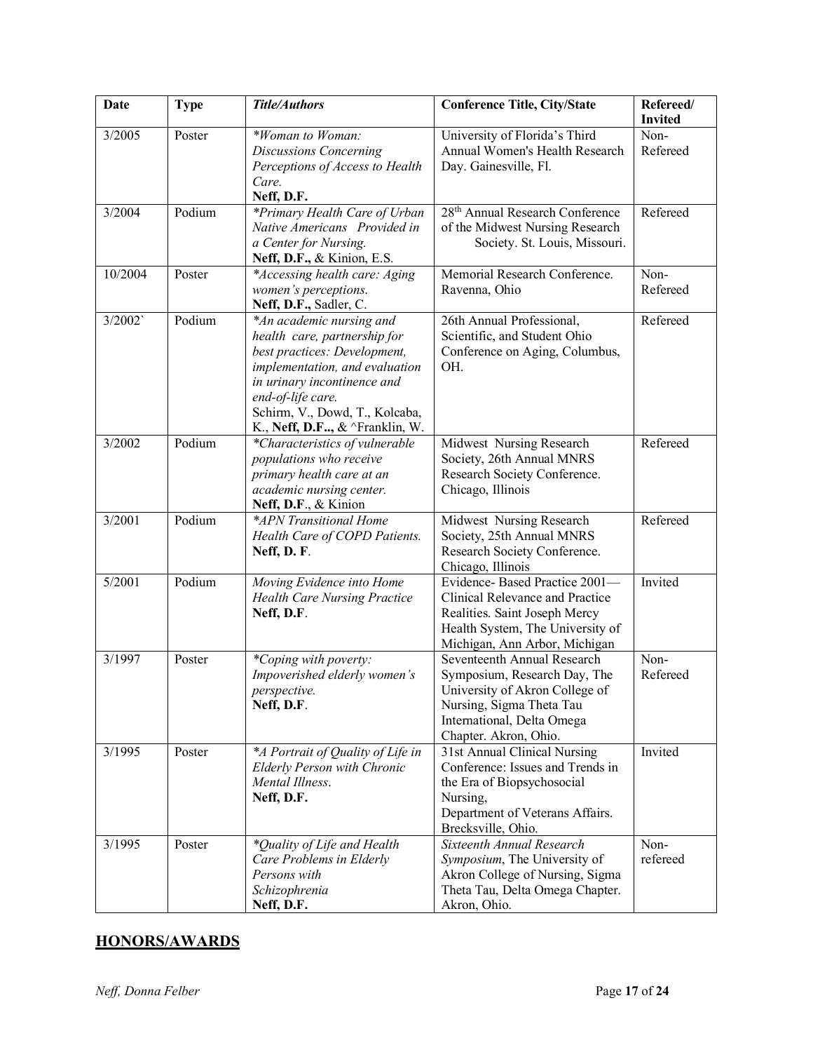| Date | Type | *Title/Authors* | Conference Title, City/State | Refereed/ Invited |
|---|---|---|---|---|
| 3/2005 | Poster | **Woman to Woman: Discussions Concerning Perceptions of Access to Health Care.* **Neff, D.F.** | University of Florida's Third Annual Women's Health Research Day. Gainesville, Fl. | Non-Refereed |
| 3/2004 | Podium | **Primary Health Care of Urban Native Americans Provided in a Center for Nursing.* **Neff, D.F.,** & Kinion, E.S. | 28th Annual Research Conference of the Midwest Nursing Research Society. St. Louis, Missouri. | Refereed |
| 10/2004 | Poster | **Accessing health care: Aging women's perceptions.* **Neff, D.F.,** Sadler, C. | Memorial Research Conference. Ravenna, Ohio | Non-Refereed |
| 3/2002` | Podium | **An academic nursing and health care, partnership for best practices: Development, implementation, and evaluation in urinary incontinence and end-of-life care.* Schirm, V., Dowd, T., Kolcaba, K., **Neff, D.F..,** & ^Franklin, W. | 26th Annual Professional, Scientific, and Student Ohio Conference on Aging, Columbus, OH. | Refereed |
| 3/2002 | Podium | **Characteristics of vulnerable populations who receive primary health care at an academic nursing center.* **Neff, D.F**., & Kinion | Midwest Nursing Research Society, 26th Annual MNRS Research Society Conference. Chicago, Illinois | Refereed |
| 3/2001 | Podium | **APN Transitional Home Health Care of COPD Patients.* **Neff, D. F**. | Midwest Nursing Research Society, 25th Annual MNRS Research Society Conference. Chicago, Illinois | Refereed |
| 5/2001 | Podium | *Moving Evidence into Home Health Care Nursing Practice* **Neff, D.F**. | Evidence- Based Practice 2001—Clinical Relevance and Practice Realities. Saint Joseph Mercy Health System, The University of Michigan, Ann Arbor, Michigan | Invited |
| 3/1997 | Poster | **Coping with poverty: Impoverished elderly women's perspective.* **Neff, D.F**. | Seventeenth Annual Research Symposium, Research Day, The University of Akron College of Nursing, Sigma Theta Tau International, Delta Omega Chapter. Akron, Ohio. | Non-Refereed |
| 3/1995 | Poster | **A Portrait of Quality of Life in Elderly Person with Chronic Mental Illness*. **Neff, D.F.** | 31st Annual Clinical Nursing Conference: Issues and Trends in the Era of Biopsychosocial Nursing, Department of Veterans Affairs. Brecksville, Ohio. | Invited |
| 3/1995 | Poster | **Quality of Life and Health Care Problems in Elderly Persons with Schizophrenia* **Neff, D.F.** | *Sixteenth Annual Research Symposium*, The University of Akron College of Nursing, Sigma Theta Tau, Delta Omega Chapter. Akron, Ohio. | Non-refereed |

## HONORS/AWARDS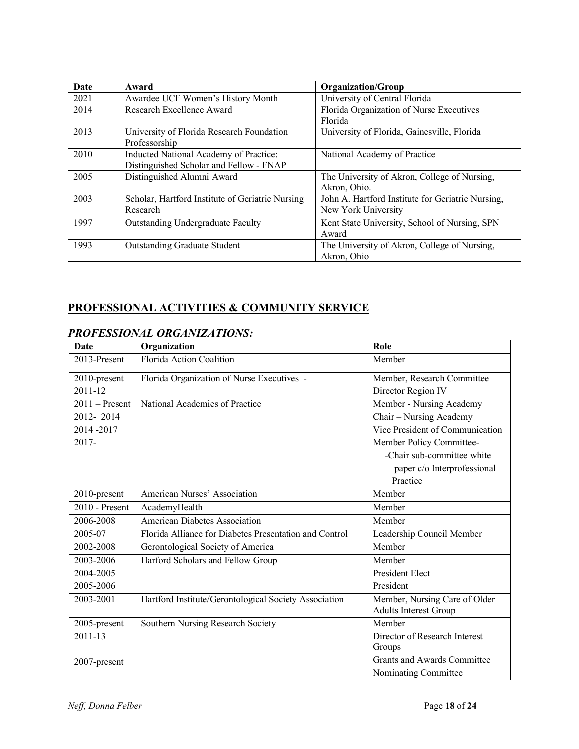| Date | Award | Organization/Group |
|---|---|---|
| 2021 | Awardee UCF Women's History Month | University of Central Florida |
| 2014 | Research Excellence Award | Florida Organization of Nurse Executives Florida |
| 2013 | University of Florida Research Foundation Professorship | University of Florida, Gainesville, Florida |
| 2010 | Inducted National Academy of Practice: Distinguished Scholar and Fellow - FNAP | National Academy of Practice |
| 2005 | Distinguished Alumni Award | The University of Akron, College of Nursing, Akron, Ohio. |
| 2003 | Scholar, Hartford Institute of Geriatric Nursing Research | John A. Hartford Institute for Geriatric Nursing, New York University |
| 1997 | Outstanding Undergraduate Faculty | Kent State University, School of Nursing, SPN Award |
| 1993 | Outstanding Graduate Student | The University of Akron, College of Nursing, Akron, Ohio |

## PROFESSIONAL ACTIVITIES & COMMUNITY SERVICE

### *PROFESSIONAL ORGANIZATIONS:*

| Date | Organization | Role |
|---|---|---|
| 2013-Present | Florida Action Coalition | Member |
| 2010-present<br>2011-12 | Florida Organization of Nurse Executives - | Member, Research Committee<br>Director Region IV |
| 2011 – Present<br>2012- 2014<br>2014 -2017<br>2017- | National Academies of Practice | Member - Nursing Academy<br>Chair – Nursing Academy<br>Vice President of Communication<br>Member Policy Committee-<br>-Chair sub-committee white paper c/o Interprofessional Practice |
| 2010-present | American Nurses' Association | Member |
| 2010 - Present | AcademyHealth | Member |
| 2006-2008 | American Diabetes Association | Member |
| 2005-07 | Florida Alliance for Diabetes Presentation and Control | Leadership Council Member |
| 2002-2008 | Gerontological Society of America | Member |
| 2003-2006<br>2004-2005<br>2005-2006 | Harford Scholars and Fellow Group | Member<br>President Elect<br>President |
| 2003-2001 | Hartford Institute/Gerontological Society Association | Member, Nursing Care of Older Adults Interest Group |
| 2005-present<br>2011-13<br><br>2007-present | Southern Nursing Research Society | Member<br>Director of Research Interest Groups<br>Grants and Awards Committee<br>Nominating Committee |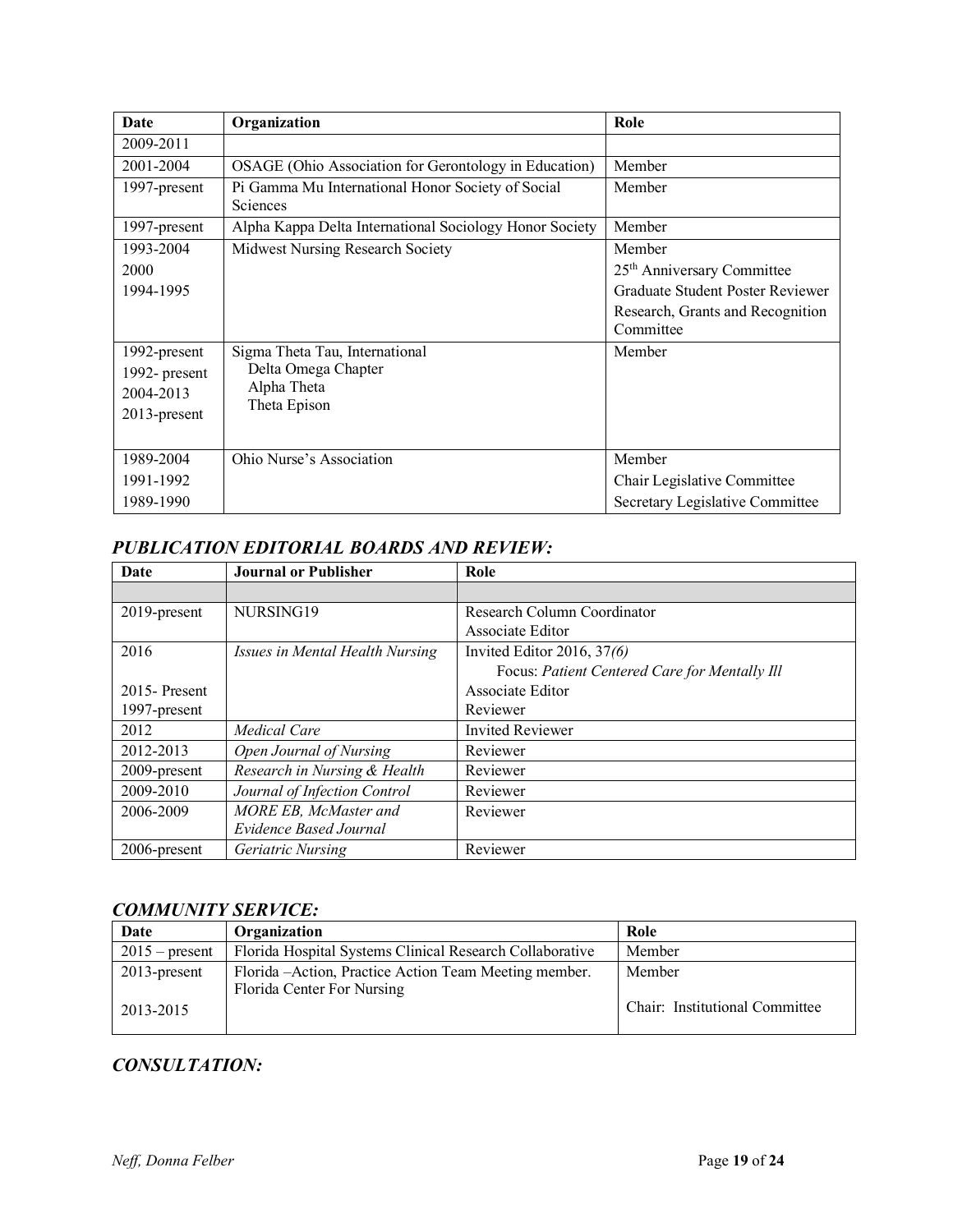| Date | Organization | Role |
|---|---|---|
| 2009-2011 | | |
| 2001-2004 | OSAGE (Ohio Association for Gerontology in Education) | Member |
| 1997-present | Pi Gamma Mu International Honor Society of Social Sciences | Member |
| 1997-present | Alpha Kappa Delta International Sociology Honor Society | Member |
| 1993-2004<br>2000<br>1994-1995 | Midwest Nursing Research Society | Member<br>25th Anniversary Committee<br>Graduate Student Poster Reviewer<br>Research, Grants and Recognition Committee |
| 1992-present<br>1992- present<br>2004-2013<br>2013-present | Sigma Theta Tau, International<br>Delta Omega Chapter<br>Alpha Theta<br>Theta Epison | Member |
| 1989-2004<br>1991-1992<br>1989-1990 | Ohio Nurse's Association | Member<br>Chair Legislative Committee<br>Secretary Legislative Committee |

## *PUBLICATION EDITORIAL BOARDS AND REVIEW:*

| Date | Journal or Publisher | Role |
|---|---|---|
| | | |
| 2019-present | NURSING19 | Research Column Coordinator<br>Associate Editor |
| 2016<br><br>2015- Present<br>1997-present | *Issues in Mental Health Nursing* | Invited Editor 2016, 37*(6)*<br>Focus: *Patient Centered Care for Mentally Ill*<br>Associate Editor<br>Reviewer |
| 2012 | *Medical Care* | Invited Reviewer |
| 2012-2013 | *Open Journal of Nursing* | Reviewer |
| 2009-present | *Research in Nursing & Health* | Reviewer |
| 2009-2010 | *Journal of Infection Control* | Reviewer |
| 2006-2009 | *MORE EB, McMaster and Evidence Based Journal* | Reviewer |
| 2006-present | *Geriatric Nursing* | Reviewer |

## *COMMUNITY SERVICE:*

| Date | Organization | Role |
|---|---|---|
| 2015 – present | Florida Hospital Systems Clinical Research Collaborative | Member |
| 2013-present<br><br>2013-2015 | Florida –Action, Practice Action Team Meeting member. Florida Center For Nursing | Member<br><br>Chair: Institutional Committee |

## *CONSULTATION:*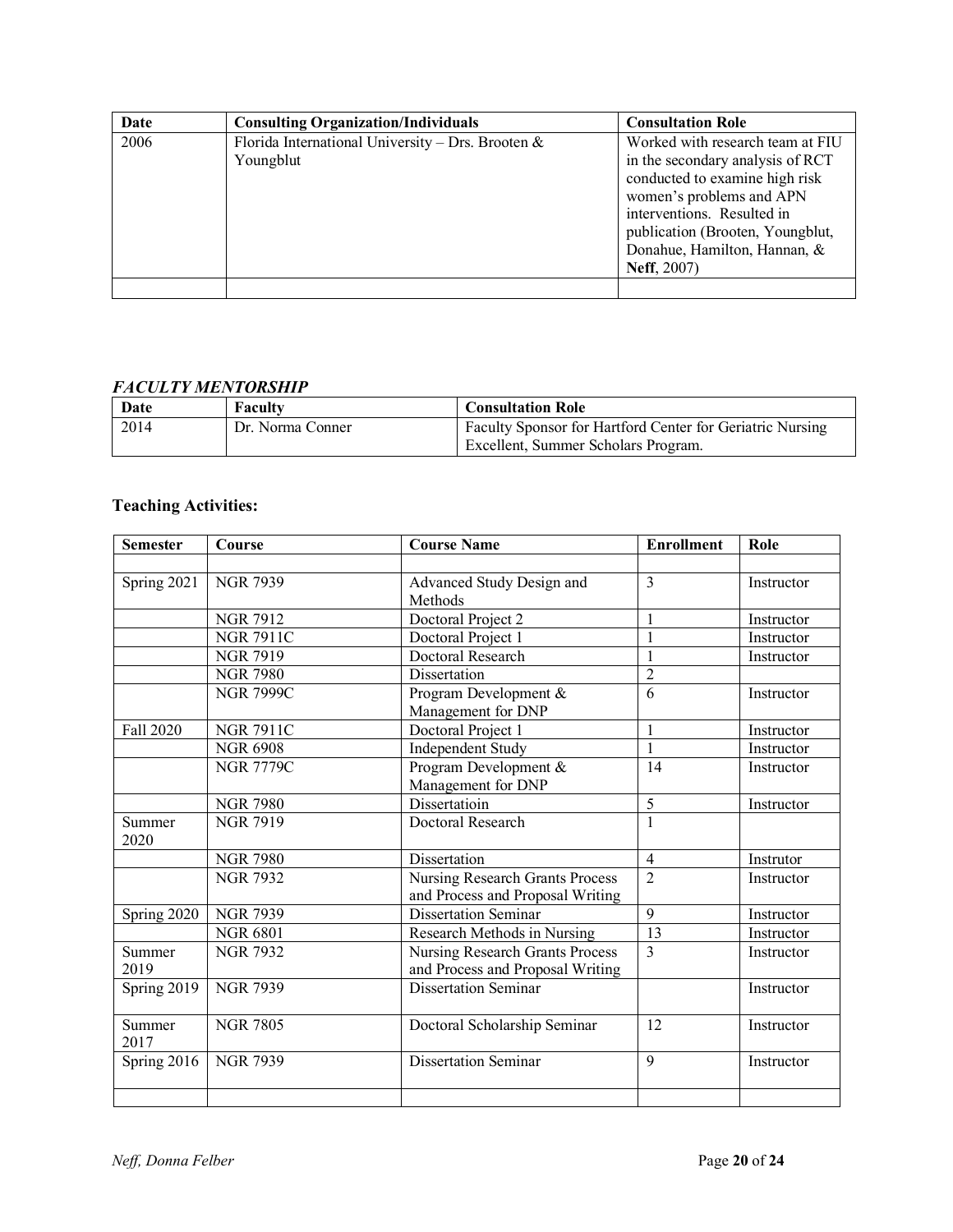| Date | Consulting Organization/Individuals | Consultation Role |
|---|---|---|
| 2006 | Florida International University – Drs. Brooten & Youngblut | Worked with research team at FIU in the secondary analysis of RCT conducted to examine high risk women's problems and APN interventions. Resulted in publication (Brooten, Youngblut, Donahue, Hamilton, Hannan, & **Neff**, 2007) |
| | | |

### *FACULTY MENTORSHIP*

| Date | Faculty | Consultation Role |
|---|---|---|
| 2014 | Dr. Norma Conner | Faculty Sponsor for Hartford Center for Geriatric Nursing Excellent, Summer Scholars Program. |

### Teaching Activities:

| Semester | Course | Course Name | Enrollment | Role |
|---|---|---|---|---|
| | | | | |
| Spring 2021 | NGR 7939 | Advanced Study Design and Methods | 3 | Instructor |
| | NGR 7912 | Doctoral Project 2 | 1 | Instructor |
| | NGR 7911C | Doctoral Project 1 | 1 | Instructor |
| | NGR 7919 | Doctoral Research | 1 | Instructor |
| | NGR 7980 | Dissertation | 2 | |
| | NGR 7999C | Program Development & Management for DNP | 6 | Instructor |
| Fall 2020 | NGR 7911C | Doctoral Project 1 | 1 | Instructor |
| | NGR 6908 | Independent Study | 1 | Instructor |
| | NGR 7779C | Program Development & Management for DNP | 14 | Instructor |
| | NGR 7980 | Dissertatioin | 5 | Instructor |
| Summer 2020 | NGR 7919 | Doctoral Research | 1 | |
| | NGR 7980 | Dissertation | 4 | Instrutor |
| | NGR 7932 | Nursing Research Grants Process and Process and Proposal Writing | 2 | Instructor |
| Spring 2020 | NGR 7939 | Dissertation Seminar | 9 | Instructor |
| | NGR 6801 | Research Methods in Nursing | 13 | Instructor |
| Summer 2019 | NGR 7932 | Nursing Research Grants Process and Process and Proposal Writing | 3 | Instructor |
| Spring 2019 | NGR 7939 | Dissertation Seminar | | Instructor |
| Summer 2017 | NGR 7805 | Doctoral Scholarship Seminar | 12 | Instructor |
| Spring 2016 | NGR 7939 | Dissertation Seminar | 9 | Instructor |
| | | | | |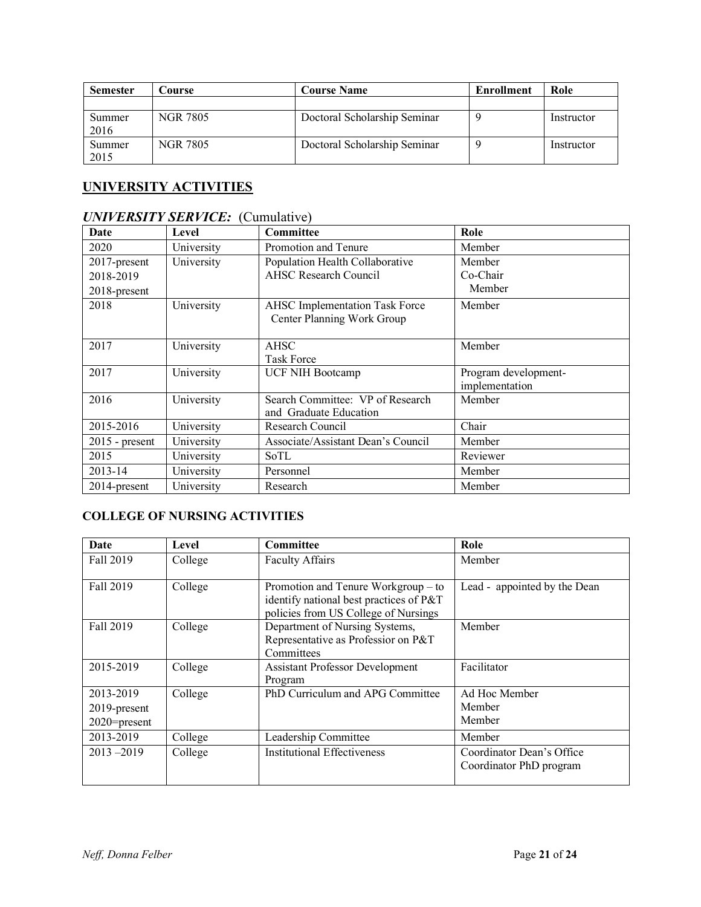| Semester | Course | Course Name | Enrollment | Role |
|---|---|---|---|---|
| | | | | |
| Summer 2016 | NGR 7805 | Doctoral Scholarship Seminar | 9 | Instructor |
| Summer 2015 | NGR 7805 | Doctoral Scholarship Seminar | 9 | Instructor |

## UNIVERSITY ACTIVITIES

### *UNIVERSITY SERVICE:* (Cumulative)

| Date | Level | Committee | Role |
|---|---|---|---|
| 2020 | University | Promotion and Tenure | Member |
| 2017-present<br>2018-2019<br>2018-present | University | Population Health Collaborative<br>AHSC Research Council | Member<br>Co-Chair<br>Member |
| 2018 | University | AHSC Implementation Task Force<br>Center Planning Work Group | Member |
| 2017 | University | AHSC<br>Task Force | Member |
| 2017 | University | UCF NIH Bootcamp | Program development-implementation |
| 2016 | University | Search Committee: VP of Research and Graduate Education | Member |
| 2015-2016 | University | Research Council | Chair |
| 2015 - present | University | Associate/Assistant Dean's Council | Member |
| 2015 | University | SoTL | Reviewer |
| 2013-14 | University | Personnel | Member |
| 2014-present | University | Research | Member |

### COLLEGE OF NURSING ACTIVITIES

| Date | Level | Committee | Role |
|---|---|---|---|
| Fall 2019 | College | Faculty Affairs | Member |
| Fall 2019 | College | Promotion and Tenure Workgroup – to identify national best practices of P&T policies from US College of Nursings | Lead - appointed by the Dean |
| Fall 2019 | College | Department of Nursing Systems, Representative as Professior on P&T Committees | Member |
| 2015-2019 | College | Assistant Professor Development Program | Facilitator |
| 2013-2019<br>2019-present<br>2020=present | College | PhD Curriculum and APG Committee | Ad Hoc Member<br>Member<br>Member |
| 2013-2019 | College | Leadership Committee | Member |
| 2013 –2019 | College | Institutional Effectiveness | Coordinator Dean's Office<br>Coordinator PhD program |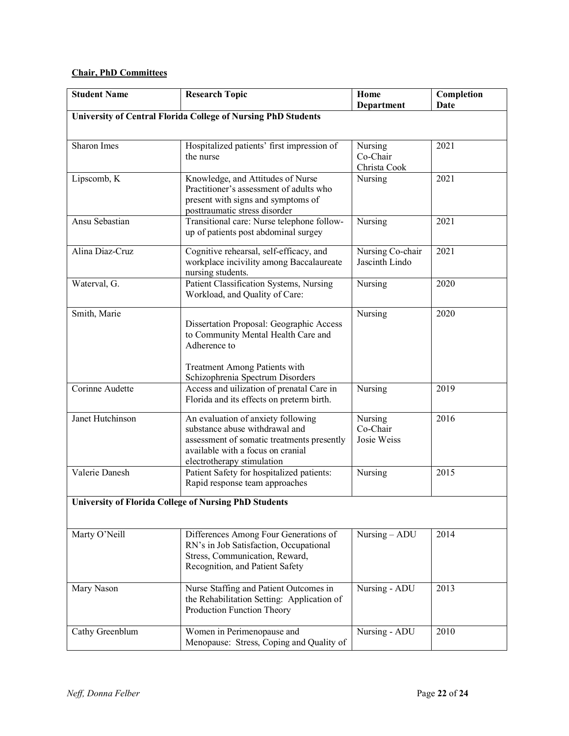**Chair, PhD Committees**

| Student Name | Research Topic | Home Department | Completion Date |
|---|---|---|---|
| **University of Central Florida College of Nursing PhD Students** | | | |
| Sharon Imes | Hospitalized patients' first impression of the nurse | Nursing Co-Chair Christa Cook | 2021 |
| Lipscomb, K | Knowledge, and Attitudes of Nurse Practitioner's assessment of adults who present with signs and symptoms of posttraumatic stress disorder | Nursing | 2021 |
| Ansu Sebastian | Transitional care: Nurse telephone follow-up of patients post abdominal surgey | Nursing | 2021 |
| Alina Diaz-Cruz | Cognitive rehearsal, self-efficacy, and workplace incivility among Baccalaureate nursing students. | Nursing Co-chair Jascinth Lindo | 2021 |
| Waterval, G. | Patient Classification Systems, Nursing Workload, and Quality of Care: | Nursing | 2020 |
| Smith, Marie | Dissertation Proposal: Geographic Access to Community Mental Health Care and Adherence to Treatment Among Patients with Schizophrenia Spectrum Disorders | Nursing | 2020 |
| Corinne Audette | Access and uilization of prenatal Care in Florida and its effects on preterm birth. | Nursing | 2019 |
| Janet Hutchinson | An evaluation of anxiety following substance abuse withdrawal and assessment of somatic treatments presently available with a focus on cranial electrotherapy stimulation | Nursing Co-Chair Josie Weiss | 2016 |
| Valerie Danesh | Patient Safety for hospitalized patients: Rapid response team approaches | Nursing | 2015 |
| **University of Florida College of Nursing PhD Students** | | | |
| Marty O'Neill | Differences Among Four Generations of RN's in Job Satisfaction, Occupational Stress, Communication, Reward, Recognition, and Patient Safety | Nursing – ADU | 2014 |
| Mary Nason | Nurse Staffing and Patient Outcomes in the Rehabilitation Setting: Application of Production Function Theory | Nursing - ADU | 2013 |
| Cathy Greenblum | Women in Perimenopause and Menopause: Stress, Coping and Quality of | Nursing - ADU | 2010 |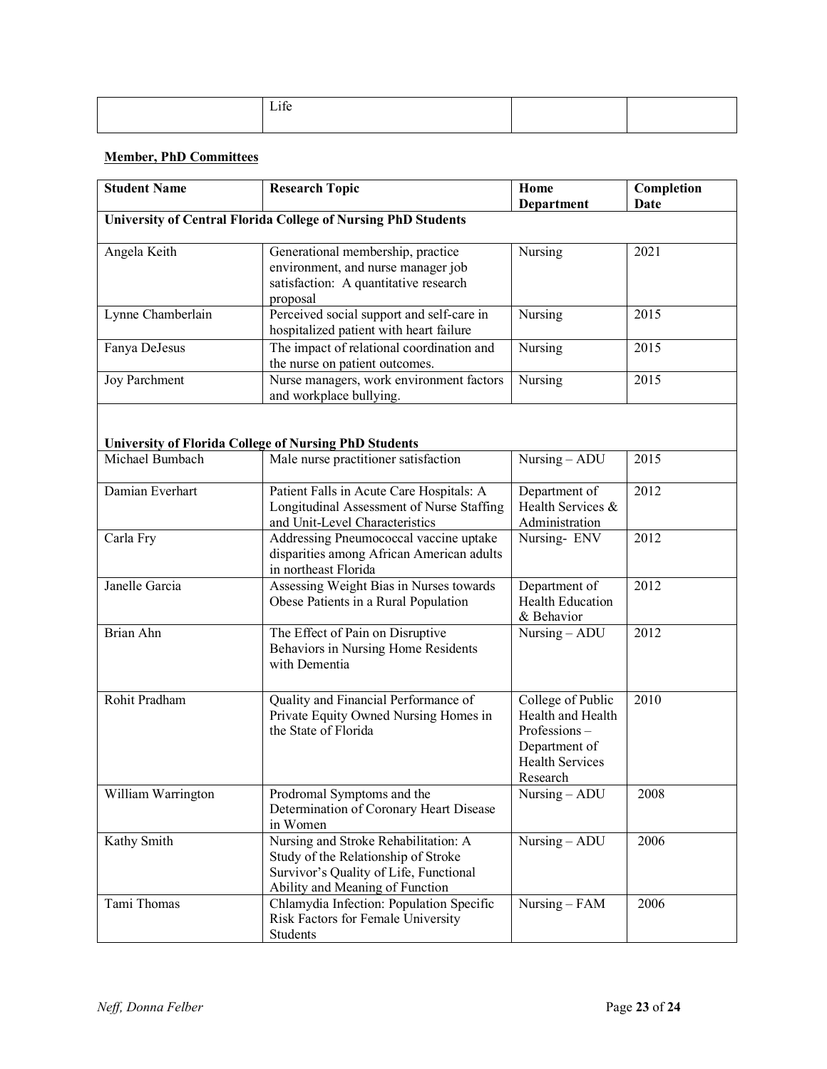| | | | |
|---|---|---|---|
| | Life | | |

**Member, PhD Committees**

| Student Name | Research Topic | Home Department | Completion Date |
|---|---|---|---|
| **University of Central Florida College of Nursing PhD Students** | | | |
| Angela Keith | Generational membership, practice environment, and nurse manager job satisfaction: A quantitative research proposal | Nursing | 2021 |
| Lynne Chamberlain | Perceived social support and self-care in hospitalized patient with heart failure | Nursing | 2015 |
| Fanya DeJesus | The impact of relational coordination and the nurse on patient outcomes. | Nursing | 2015 |
| Joy Parchment | Nurse managers, work environment factors and workplace bullying. | Nursing | 2015 |
| **University of Florida College of Nursing PhD Students** | | | |
| Michael Bumbach | Male nurse practitioner satisfaction | Nursing – ADU | 2015 |
| Damian Everhart | Patient Falls in Acute Care Hospitals: A Longitudinal Assessment of Nurse Staffing and Unit-Level Characteristics | Department of Health Services & Administration | 2012 |
| Carla Fry | Addressing Pneumococcal vaccine uptake disparities among African American adults in northeast Florida | Nursing- ENV | 2012 |
| Janelle Garcia | Assessing Weight Bias in Nurses towards Obese Patients in a Rural Population | Department of Health Education & Behavior | 2012 |
| Brian Ahn | The Effect of Pain on Disruptive Behaviors in Nursing Home Residents with Dementia | Nursing – ADU | 2012 |
| Rohit Pradham | Quality and Financial Performance of Private Equity Owned Nursing Homes in the State of Florida | College of Public Health and Health Professions – Department of Health Services Research | 2010 |
| William Warrington | Prodromal Symptoms and the Determination of Coronary Heart Disease in Women | Nursing – ADU | 2008 |
| Kathy Smith | Nursing and Stroke Rehabilitation: A Study of the Relationship of Stroke Survivor's Quality of Life, Functional Ability and Meaning of Function | Nursing – ADU | 2006 |
| Tami Thomas | Chlamydia Infection: Population Specific Risk Factors for Female University Students | Nursing – FAM | 2006 |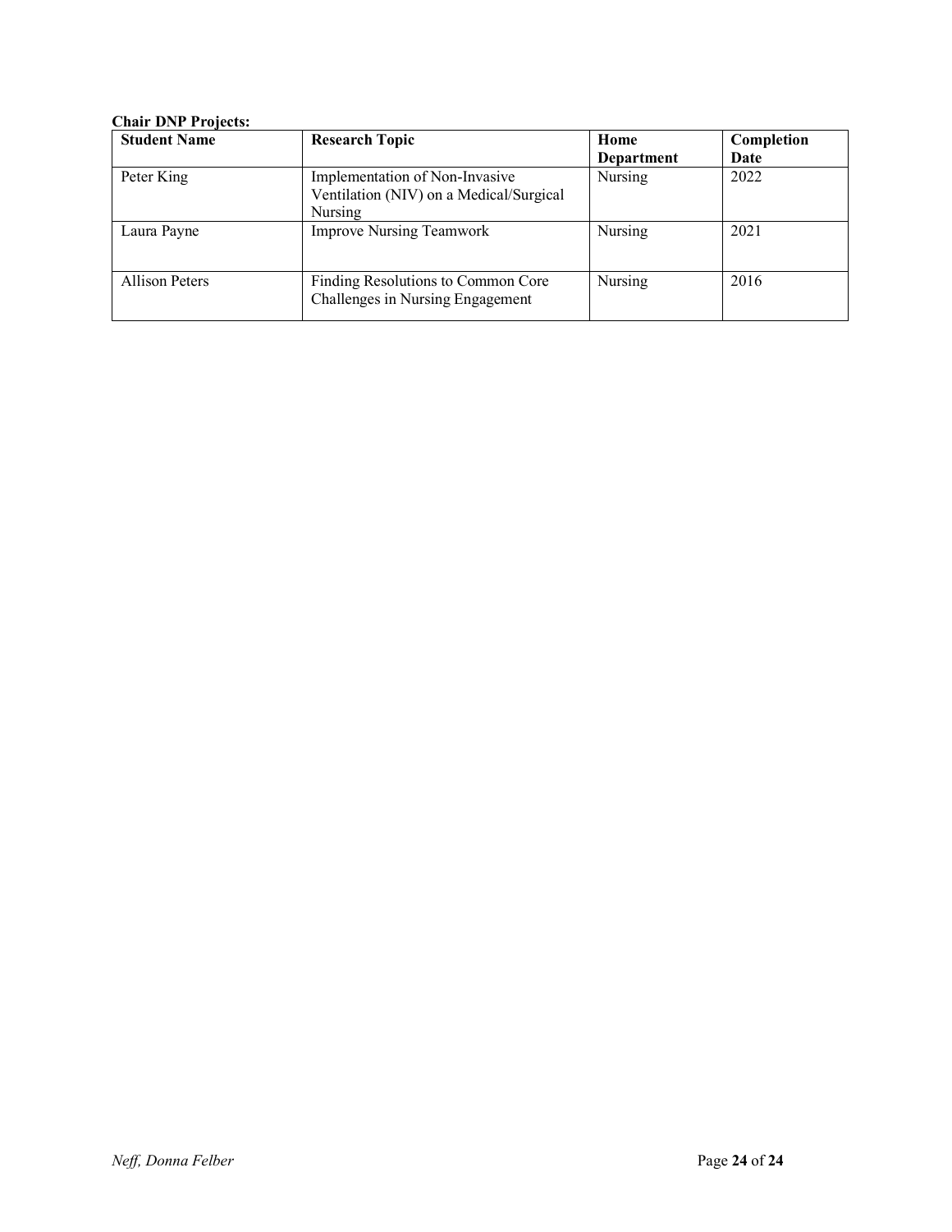**Chair DNP Projects:**

| Student Name | Research Topic | Home Department | Completion Date |
|---|---|---|---|
| Peter King | Implementation of Non-Invasive Ventilation (NIV) on a Medical/Surgical Nursing | Nursing | 2022 |
| Laura Payne | Improve Nursing Teamwork | Nursing | 2021 |
| Allison Peters | Finding Resolutions to Common Core Challenges in Nursing Engagement | Nursing | 2016 |